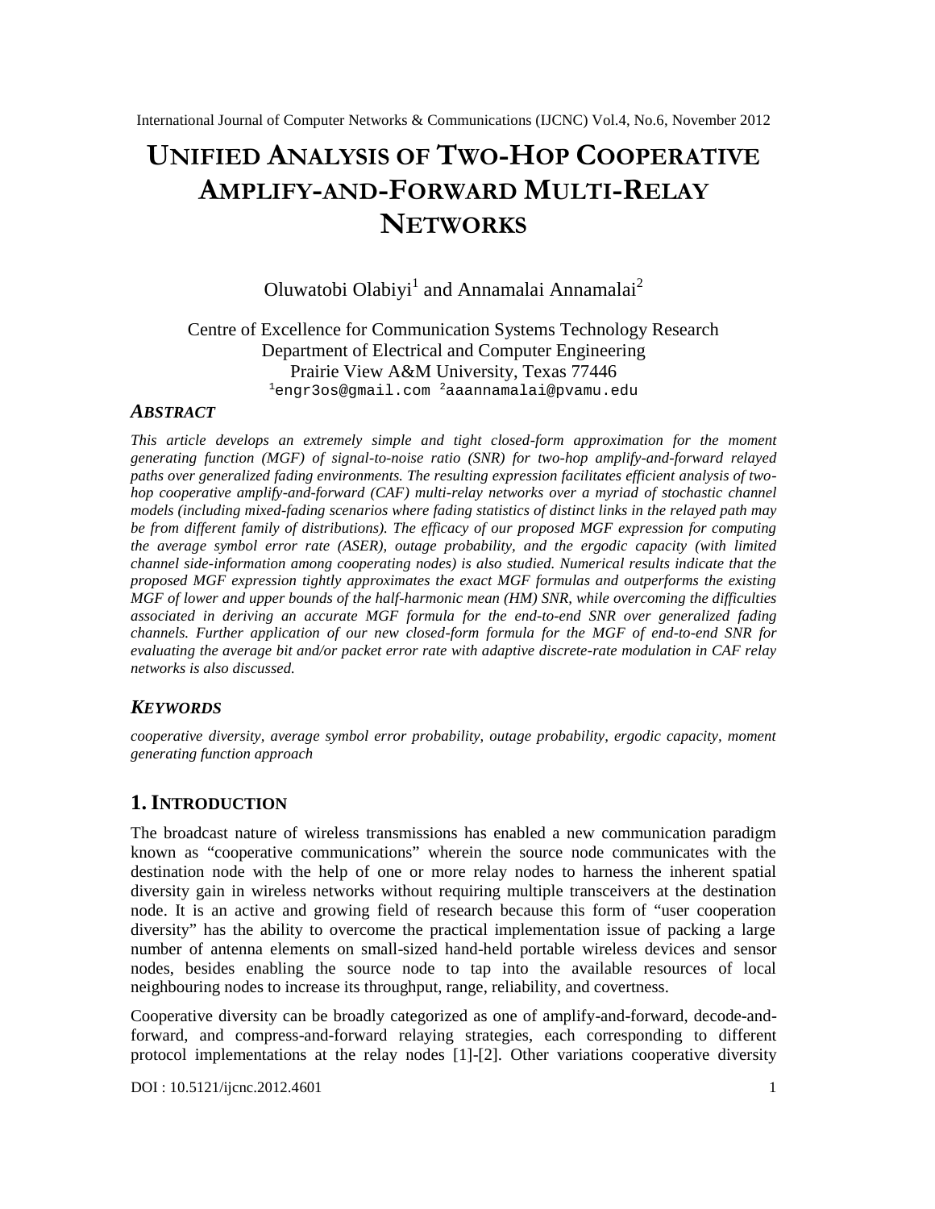# UNIFIED ANALYSIS OF TWO-HOP COOPERATIVE AMPLIFY-AND-FORWARD MULTI-RELAY NETWORKS

Oluwatobi Olabiyi[1] and Annamalai Annamalai[2]

Centre of Excellence for Communication Systems Technology Research
Department of Electrical and Computer Engineering
Prairie View A&M University, Texas 77446
[1]engr3os@gmail.com [2]aaannamalai@pvamu.edu

### ABSTRACT

*This article develops an extremely simple and tight closed-form approximation for the moment generating function (MGF) of signal-to-noise ratio (SNR) for two-hop amplify-and-forward relayed paths over generalized fading environments. The resulting expression facilitates efficient analysis of two-hop cooperative amplify-and-forward (CAF) multi-relay networks over a myriad of stochastic channel models (including mixed-fading scenarios where fading statistics of distinct links in the relayed path may be from different family of distributions). The efficacy of our proposed MGF expression for computing the average symbol error rate (ASER), outage probability, and the ergodic capacity (with limited channel side-information among cooperating nodes) is also studied. Numerical results indicate that the proposed MGF expression tightly approximates the exact MGF formulas and outperforms the existing MGF of lower and upper bounds of the half-harmonic mean (HM) SNR, while overcoming the difficulties associated in deriving an accurate MGF formula for the end-to-end SNR over generalized fading channels. Further application of our new closed-form formula for the MGF of end-to-end SNR for evaluating the average bit and/or packet error rate with adaptive discrete-rate modulation in CAF relay networks is also discussed.*

### KEYWORDS

*cooperative diversity, average symbol error probability, outage probability, ergodic capacity, moment generating function approach*

## 1. INTRODUCTION

The broadcast nature of wireless transmissions has enabled a new communication paradigm known as "cooperative communications" wherein the source node communicates with the destination node with the help of one or more relay nodes to harness the inherent spatial diversity gain in wireless networks without requiring multiple transceivers at the destination node. It is an active and growing field of research because this form of "user cooperation diversity" has the ability to overcome the practical implementation issue of packing a large number of antenna elements on small-sized hand-held portable wireless devices and sensor nodes, besides enabling the source node to tap into the available resources of local neighbouring nodes to increase its throughput, range, reliability, and covertness.

Cooperative diversity can be broadly categorized as one of amplify-and-forward, decode-and-forward, and compress-and-forward relaying strategies, each corresponding to different protocol implementations at the relay nodes [1]-[2]. Other variations cooperative diversity

DOI : 10.5121/ijcnc.2012.4601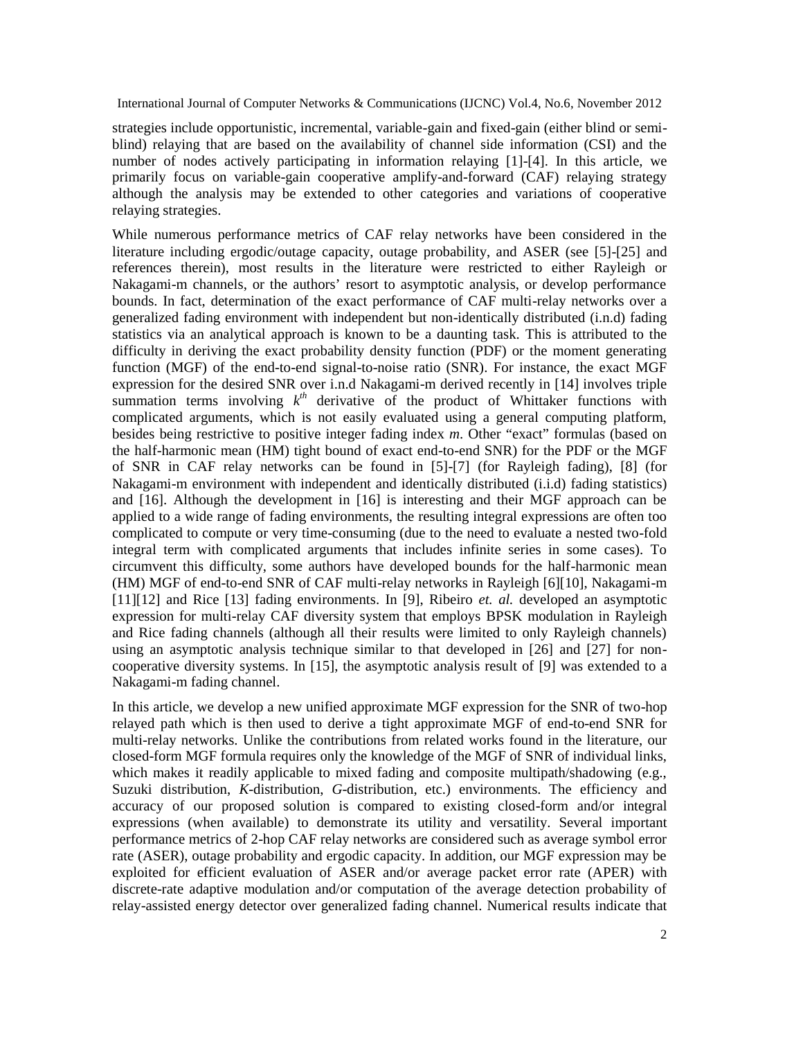strategies include opportunistic, incremental, variable-gain and fixed-gain (either blind or semi-blind) relaying that are based on the availability of channel side information (CSI) and the number of nodes actively participating in information relaying [1]-[4]. In this article, we primarily focus on variable-gain cooperative amplify-and-forward (CAF) relaying strategy although the analysis may be extended to other categories and variations of cooperative relaying strategies.

While numerous performance metrics of CAF relay networks have been considered in the literature including ergodic/outage capacity, outage probability, and ASER (see [5]-[25] and references therein), most results in the literature were restricted to either Rayleigh or Nakagami-m channels, or the authors' resort to asymptotic analysis, or develop performance bounds. In fact, determination of the exact performance of CAF multi-relay networks over a generalized fading environment with independent but non-identically distributed (i.n.d) fading statistics via an analytical approach is known to be a daunting task. This is attributed to the difficulty in deriving the exact probability density function (PDF) or the moment generating function (MGF) of the end-to-end signal-to-noise ratio (SNR). For instance, the exact MGF expression for the desired SNR over i.n.d Nakagami-m derived recently in [14] involves triple summation terms involving $k^{th}$ derivative of the product of Whittaker functions with complicated arguments, which is not easily evaluated using a general computing platform, besides being restrictive to positive integer fading index *m*. Other "exact" formulas (based on the half-harmonic mean (HM) tight bound of exact end-to-end SNR) for the PDF or the MGF of SNR in CAF relay networks can be found in [5]-[7] (for Rayleigh fading), [8] (for Nakagami-m environment with independent and identically distributed (i.i.d) fading statistics) and [16]. Although the development in [16] is interesting and their MGF approach can be applied to a wide range of fading environments, the resulting integral expressions are often too complicated to compute or very time-consuming (due to the need to evaluate a nested two-fold integral term with complicated arguments that includes infinite series in some cases). To circumvent this difficulty, some authors have developed bounds for the half-harmonic mean (HM) MGF of end-to-end SNR of CAF multi-relay networks in Rayleigh [6][10], Nakagami-m [11][12] and Rice [13] fading environments. In [9], Ribeiro *et. al.* developed an asymptotic expression for multi-relay CAF diversity system that employs BPSK modulation in Rayleigh and Rice fading channels (although all their results were limited to only Rayleigh channels) using an asymptotic analysis technique similar to that developed in [26] and [27] for non-cooperative diversity systems. In [15], the asymptotic analysis result of [9] was extended to a Nakagami-m fading channel.

In this article, we develop a new unified approximate MGF expression for the SNR of two-hop relayed path which is then used to derive a tight approximate MGF of end-to-end SNR for multi-relay networks. Unlike the contributions from related works found in the literature, our closed-form MGF formula requires only the knowledge of the MGF of SNR of individual links, which makes it readily applicable to mixed fading and composite multipath/shadowing (e.g., Suzuki distribution, *K*-distribution, *G*-distribution, etc.) environments. The efficiency and accuracy of our proposed solution is compared to existing closed-form and/or integral expressions (when available) to demonstrate its utility and versatility. Several important performance metrics of 2-hop CAF relay networks are considered such as average symbol error rate (ASER), outage probability and ergodic capacity. In addition, our MGF expression may be exploited for efficient evaluation of ASER and/or average packet error rate (APER) with discrete-rate adaptive modulation and/or computation of the average detection probability of relay-assisted energy detector over generalized fading channel. Numerical results indicate that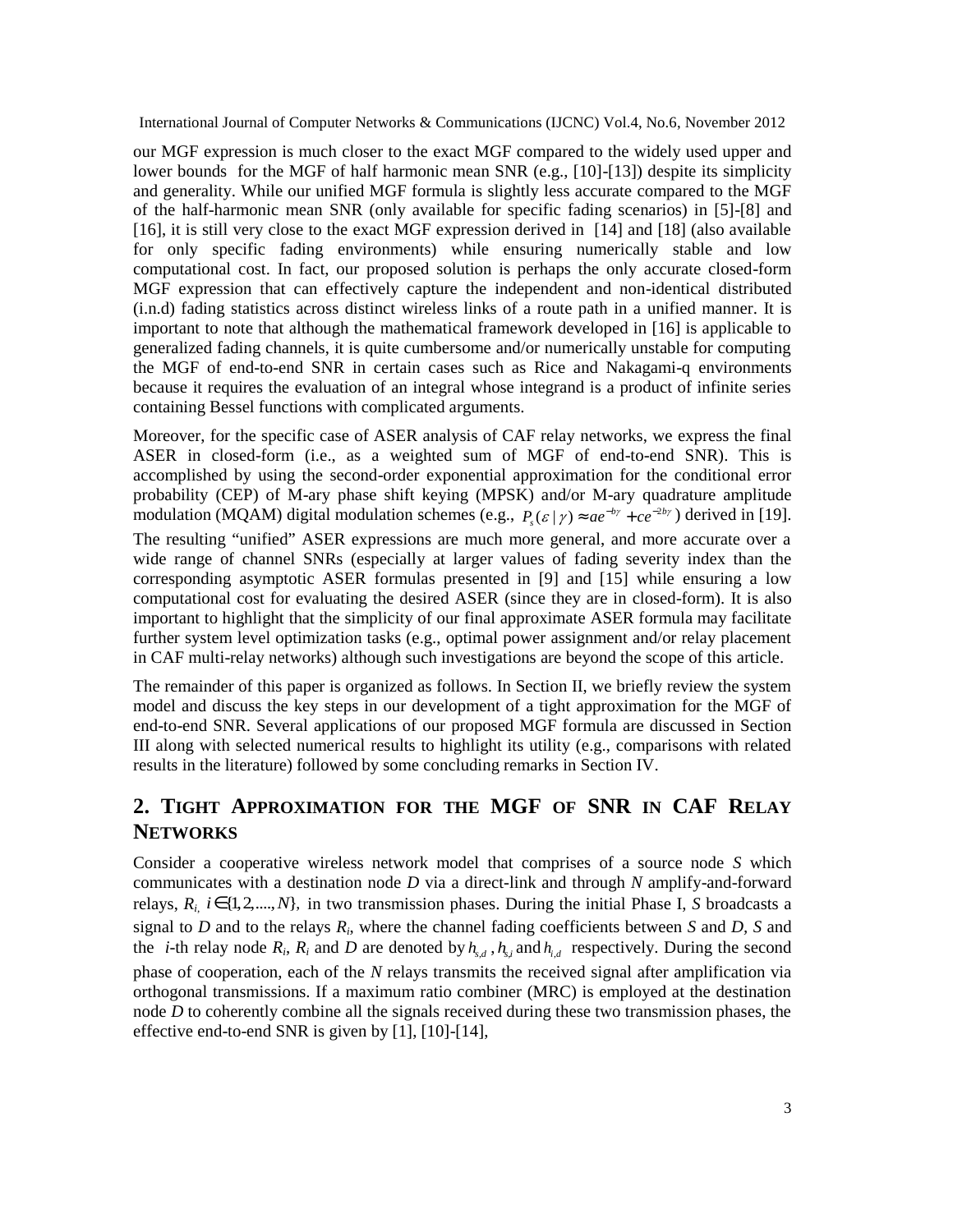our MGF expression is much closer to the exact MGF compared to the widely used upper and lower bounds for the MGF of half harmonic mean SNR (e.g., [10]-[13]) despite its simplicity and generality. While our unified MGF formula is slightly less accurate compared to the MGF of the half-harmonic mean SNR (only available for specific fading scenarios) in [5]-[8] and [16], it is still very close to the exact MGF expression derived in [14] and [18] (also available for only specific fading environments) while ensuring numerically stable and low computational cost. In fact, our proposed solution is perhaps the only accurate closed-form MGF expression that can effectively capture the independent and non-identical distributed (i.n.d) fading statistics across distinct wireless links of a route path in a unified manner. It is important to note that although the mathematical framework developed in [16] is applicable to generalized fading channels, it is quite cumbersome and/or numerically unstable for computing the MGF of end-to-end SNR in certain cases such as Rice and Nakagami-q environments because it requires the evaluation of an integral whose integrand is a product of infinite series containing Bessel functions with complicated arguments.

Moreover, for the specific case of ASER analysis of CAF relay networks, we express the final ASER in closed-form (i.e., as a weighted sum of MGF of end-to-end SNR). This is accomplished by using the second-order exponential approximation for the conditional error probability (CEP) of M-ary phase shift keying (MPSK) and/or M-ary quadrature amplitude modulation (MQAM) digital modulation schemes (e.g., $P_s(\varepsilon \mid \gamma) \approx ae^{-b\gamma} + ce^{-2b\gamma}$) derived in [19]. The resulting "unified" ASER expressions are much more general, and more accurate over a wide range of channel SNRs (especially at larger values of fading severity index than the corresponding asymptotic ASER formulas presented in [9] and [15] while ensuring a low computational cost for evaluating the desired ASER (since they are in closed-form). It is also important to highlight that the simplicity of our final approximate ASER formula may facilitate further system level optimization tasks (e.g., optimal power assignment and/or relay placement in CAF multi-relay networks) although such investigations are beyond the scope of this article.

The remainder of this paper is organized as follows. In Section II, we briefly review the system model and discuss the key steps in our development of a tight approximation for the MGF of end-to-end SNR. Several applications of our proposed MGF formula are discussed in Section III along with selected numerical results to highlight its utility (e.g., comparisons with related results in the literature) followed by some concluding remarks in Section IV.

## 2. Tight Approximation for the MGF of SNR in CAF Relay Networks

Consider a cooperative wireless network model that comprises of a source node *S* which communicates with a destination node *D* via a direct-link and through *N* amplify-and-forward relays, $R_i,\ i \in \{1,2,....,N\}$, in two transmission phases. During the initial Phase I, *S* broadcasts a signal to *D* and to the relays $R_i$, where the channel fading coefficients between *S* and *D*, *S* and the *i*-th relay node $R_i$, $R_i$ and *D* are denoted by $h_{s,d}$, $h_{s,i}$ and $h_{i,d}$ respectively. During the second phase of cooperation, each of the *N* relays transmits the received signal after amplification via orthogonal transmissions. If a maximum ratio combiner (MRC) is employed at the destination node *D* to coherently combine all the signals received during these two transmission phases, the effective end-to-end SNR is given by [1], [10]-[14],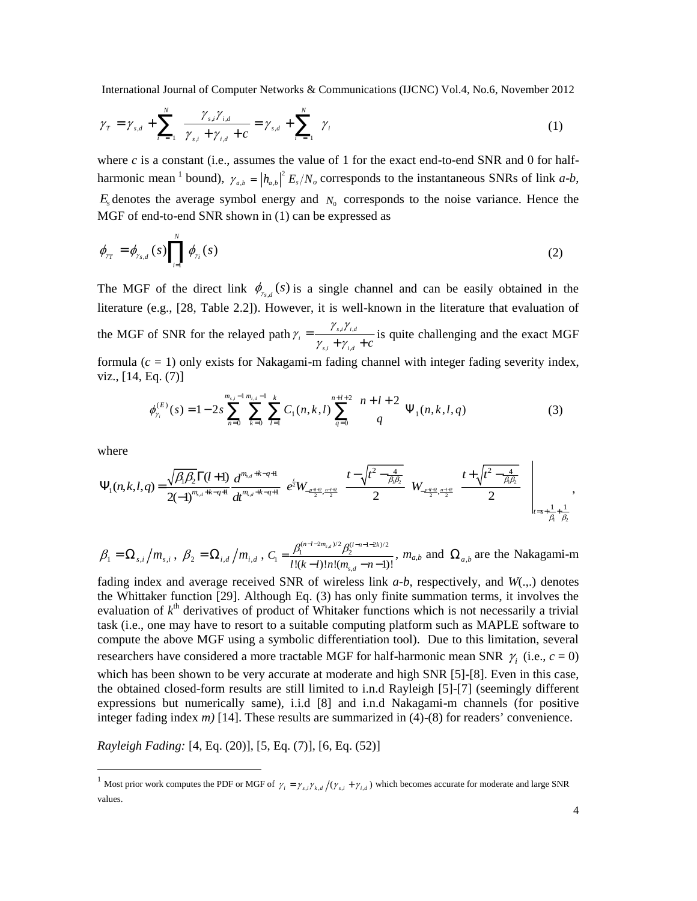$$\gamma_T = \gamma_{s,d} + \sum_{i=1}^{N} \frac{\gamma_{s,i}\gamma_{i,d}}{\gamma_{s,i} + \gamma_{i,d} + c} = \gamma_{s,d} + \sum_{i=1}^{N} \gamma_i \tag{1}$$

where *c* is a constant (i.e., assumes the value of 1 for the exact end-to-end SNR and 0 for half-harmonic mean [1] bound), $\gamma_{a,b} = |h_{a,b}|^2 E_s/N_o$ corresponds to the instantaneous SNRs of link *a-b*, $E_s$ denotes the average symbol energy and $N_0$ corresponds to the noise variance. Hence the MGF of end-to-end SNR shown in (1) can be expressed as

$$\phi_{\gamma_T} = \phi_{\gamma_{s,d}}(s) \prod_{i=1}^{N} \phi_{\gamma_i}(s) \tag{2}$$

The MGF of the direct link $\phi_{\gamma_{s,d}}(s)$ is a single channel and can be easily obtained in the literature (e.g., [28, Table 2.2]). However, it is well-known in the literature that evaluation of the MGF of SNR for the relayed path $\gamma_i = \frac{\gamma_{s,i}\gamma_{i,d}}{\gamma_{s,i} + \gamma_{i,d} + c}$ is quite challenging and the exact MGF formula ($c = 1$) only exists for Nakagami-m fading channel with integer fading severity index, viz., [14, Eq. (7)]

$$\phi_{\gamma_i}^{(E)}(s) = 1 - 2s \sum_{n=0}^{m_{s,i}-1} \sum_{k=0}^{m_{i,d}-1} \sum_{l=1}^{k} C_1(n,k,l) \sum_{q=0}^{n+l+2} \binom{n+l+2}{q} \Psi_1(n,k,l,q) \tag{3}$$

where

$$\Psi_1(n,k,l,q) = \frac{\sqrt{\beta_1\beta_2}\,\Gamma(l+1)}{2(-1)^{m_{s,d}+k-q+1}} \frac{d^{m_{s,d}+k-q+1}}{dt^{m_{s,d}+k-q+1}} \left( e^{\frac{t}{2}} W_{-\frac{n+l+2}{2},\frac{n-l+2}{2}}\left( \frac{t-\sqrt{t^2-\frac{4}{\beta_1\beta_2}}}{2} \right) W_{-\frac{n+l+2}{2},\frac{n-l+2}{2}}\left( \frac{t+\sqrt{t^2-\frac{4}{\beta_1\beta_2}}}{2} \right) \right) \Bigg|_{t=s+\frac{1}{\beta_1}+\frac{1}{\beta_2}},$$

$\beta_1 = \Omega_{s,i}/m_{s,i}$, $\beta_2 = \Omega_{i,d}/m_{i,d}$, $C_1 = \frac{\beta_1^{(n-l-2m_{s,d})/2}\beta_2^{(l-n-1-2k)/2}}{l!(k-l)!n!(m_{s,d}-n-1)!}$, $m_{a,b}$ and $\Omega_{a,b}$ are the Nakagami-m fading index and average received SNR of wireless link *a-b*, respectively, and *W*(.,.) denotes the Whittaker function [29]. Although Eq. (3) has only finite summation terms, it involves the evaluation of $k^{th}$ derivatives of product of Whitaker functions which is not necessarily a trivial task (i.e., one may have to resort to a suitable computing platform such as MAPLE software to compute the above MGF using a symbolic differentiation tool). Due to this limitation, several researchers have considered a more tractable MGF for half-harmonic mean SNR $\gamma_i$ (i.e., $c = 0$) which has been shown to be very accurate at moderate and high SNR [5]-[8]. Even in this case, the obtained closed-form results are still limited to i.n.d Rayleigh [5]-[7] (seemingly different expressions but numerically same), i.i.d [8] and i.n.d Nakagami-m channels (for positive integer fading index *m)* [14]. These results are summarized in (4)-(8) for readers' convenience.

*Rayleigh Fading:* [4, Eq. (20)], [5, Eq. (7)], [6, Eq. (52)]

---

[1] Most prior work computes the PDF or MGF of $\gamma_i = \gamma_{s,i}\gamma_{k,d}/(\gamma_{s,i} + \gamma_{i,d})$ which becomes accurate for moderate and large SNR values.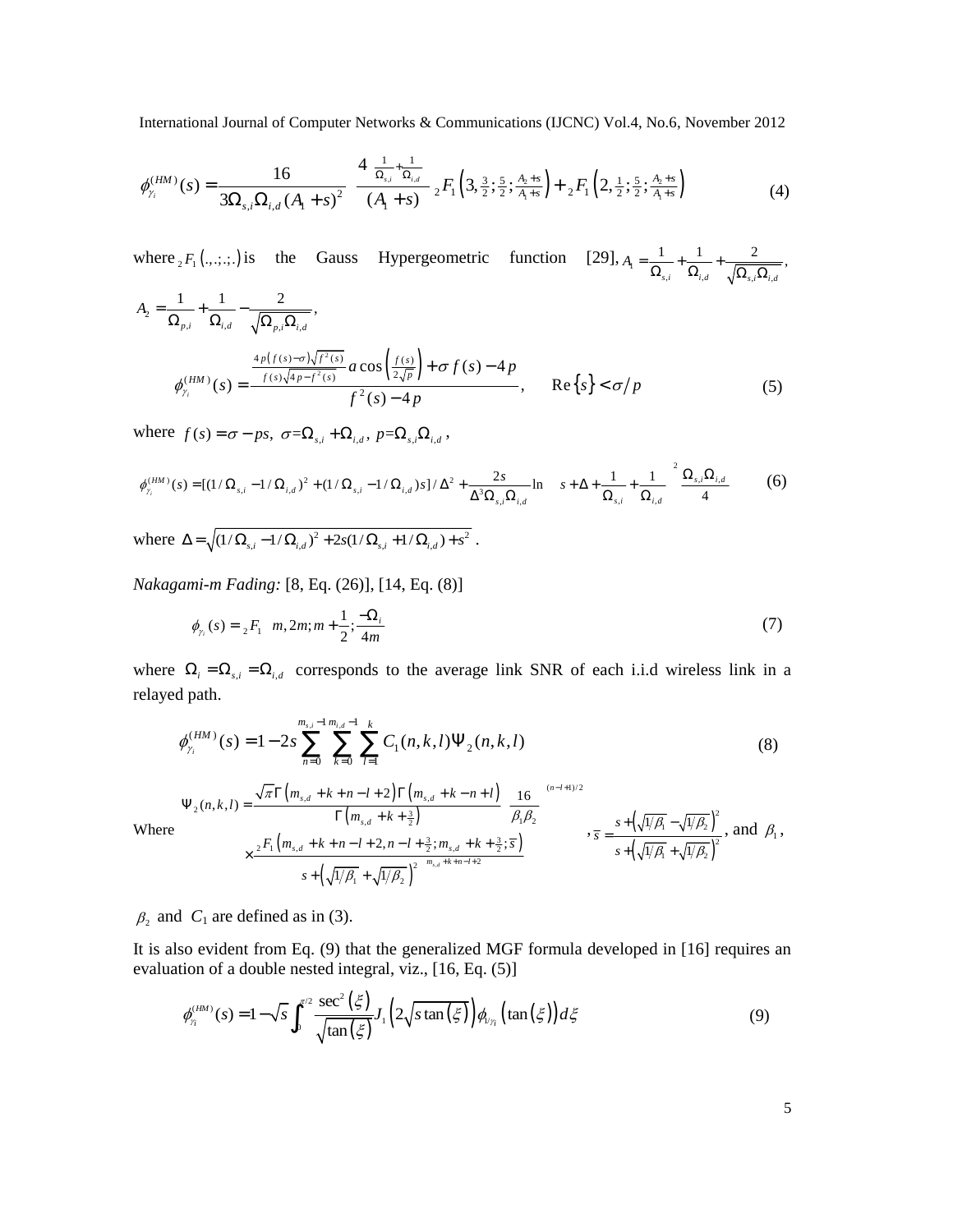$$\phi_{\gamma_i}^{(HM)}(s) = \frac{16}{3\Omega_{s,i}\Omega_{i,d}(A_1+s)^2}\left[\frac{4\left(\frac{1}{\Omega_{s,i}}+\frac{1}{\Omega_{i,d}}\right)}{(A_1+s)}\,{}_2F_1\left(3,\tfrac{3}{2};\tfrac{5}{2};\tfrac{A_2+s}{A_1+s}\right)+{}_2F_1\left(2,\tfrac{1}{2};\tfrac{5}{2};\tfrac{A_2+s}{A_1+s}\right)\right] \tag{4}$$

where ${}_2F_1(.,.;.;.)$ is the Gauss Hypergeometric function [29], $A_1 = \frac{1}{\Omega_{s,i}} + \frac{1}{\Omega_{i,d}} + \frac{2}{\sqrt{\Omega_{s,i}\Omega_{i,d}}}$, $A_2 = \frac{1}{\Omega_{p,i}} + \frac{1}{\Omega_{i,d}} - \frac{2}{\sqrt{\Omega_{p,i}\Omega_{i,d}}}$,

$$\phi_{\gamma_i}^{(HM)}(s) = \frac{\frac{4p\left(f(s)-\sigma\right)\sqrt{f^2(s)}}{f(s)\sqrt{4p-f^2(s)}}\,a\cos\left(\frac{f(s)}{2\sqrt{p}}\right)+\sigma f(s)-4p}{f^2(s)-4p}, \qquad \mathrm{Re}\{s\}<\sigma/p \tag{5}$$

where $f(s)=\sigma-ps,\ \sigma=\Omega_{s,i}+\Omega_{i,d},\ p=\Omega_{s,i}\Omega_{i,d}$,

$$\phi_{\gamma_i}^{(HM)}(s) = [(1/\Omega_{s,i}-1/\Omega_{i,d})^2+(1/\Omega_{s,i}-1/\Omega_{i,d})s]/\Delta^2+\frac{2s}{\Delta^3\Omega_{s,i}\Omega_{i,d}}\ln\left[\left(s+\Delta+\frac{1}{\Omega_{s,i}}+\frac{1}{\Omega_{i,d}}\right)^2\frac{\Omega_{s,i}\Omega_{i,d}}{4}\right] \tag{6}$$

where $\Delta=\sqrt{(1/\Omega_{s,i}-1/\Omega_{i,d})^2+2s(1/\Omega_{s,i}+1/\Omega_{i,d})+s^2}$.

*Nakagami-m Fading:* [8, Eq. (26)], [14, Eq. (8)]

$$\phi_{\gamma_i}(s) = {}_2F_1\left(m,2m;m+\frac{1}{2};\frac{-\Omega_i}{4m}\right) \tag{7}$$

where $\Omega_i=\Omega_{s,i}=\Omega_{i,d}$ corresponds to the average link SNR of each i.i.d wireless link in a relayed path.

$$\phi_{\gamma_i}^{(HM)}(s) = 1-2s\sum_{n=0}^{m_{s,i}-1}\sum_{k=0}^{m_{i,d}-1}\sum_{l=1}^{k}C_1(n,k,l)\Psi_2(n,k,l) \tag{8}$$

Where

$$\Psi_2(n,k,l) = \frac{\sqrt{\pi}\,\Gamma\left(m_{s,d}+k+n-l+2\right)\Gamma\left(m_{s,d}+k-n+l\right)}{\Gamma\left(m_{s,d}+k+\frac{3}{2}\right)}\left(\frac{16}{\beta_1\beta_2}\right)^{(n-l+1)/2} \times\frac{{}_2F_1\left(m_{s,d}+k+n-l+2,n-l+\frac{3}{2};m_{s,d}+k+\frac{3}{2};\bar{s}\right)}{\left(s+\left(\sqrt{1/\beta_1}+\sqrt{1/\beta_2}\right)^2\right)^{m_{s,d}+k+n-l+2}},\quad \bar{s}=\frac{s+\left(\sqrt{1/\beta_1}-\sqrt{1/\beta_2}\right)^2}{s+\left(\sqrt{1/\beta_1}+\sqrt{1/\beta_2}\right)^2},$$

and $\beta_1$, $\beta_2$ and $C_1$ are defined as in (3).

It is also evident from Eq. (9) that the generalized MGF formula developed in [16] requires an evaluation of a double nested integral, viz., [16, Eq. (5)]

$$\phi_{\gamma_i}^{(HM)}(s) = 1-\sqrt{s}\int_0^{\pi/2}\frac{\sec^2(\xi)}{\sqrt{\tan(\xi)}}J_1\left(2\sqrt{s\tan(\xi)}\right)\phi_{1/\gamma_i}\left(\tan(\xi)\right)d\xi \tag{9}$$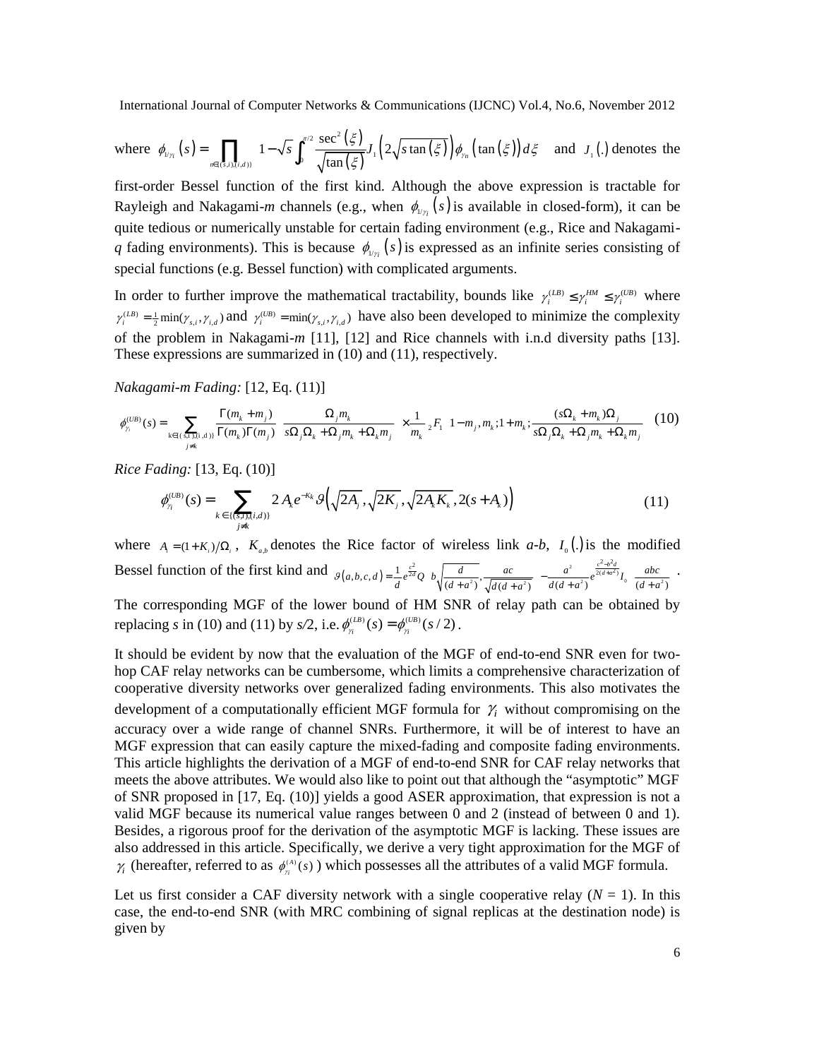where $\phi_{1/\gamma_i}(s) = \prod_{n\in\{(s,i),(i,d)\}} \left(1 - \sqrt{s}\int_0^{\pi/2} \frac{\sec^2(\xi)}{\sqrt{\tan(\xi)}} J_1\left(2\sqrt{s\tan(\xi)}\right)\phi_{\gamma_n}(\tan(\xi))\,d\xi\right)$ and $J_1(.)$ denotes the first-order Bessel function of the first kind. Although the above expression is tractable for Rayleigh and Nakagami-*m* channels (e.g., when $\phi_{1/\gamma_i}(s)$ is available in closed-form), it can be quite tedious or numerically unstable for certain fading environment (e.g., Rice and Nakagami-*q* fading environments). This is because $\phi_{1/\gamma_i}(s)$ is expressed as an infinite series consisting of special functions (e.g. Bessel function) with complicated arguments.

In order to further improve the mathematical tractability, bounds like $\gamma_i^{(LB)} \le \gamma_i^{HM} \le \gamma_i^{(UB)}$ where $\gamma_i^{(LB)} = \frac{1}{2}\min(\gamma_{s,i}, \gamma_{i,d})$ and $\gamma_i^{(UB)} = \min(\gamma_{s,i}, \gamma_{i,d})$ have also been developed to minimize the complexity of the problem in Nakagami-*m* [11], [12] and Rice channels with i.n.d diversity paths [13]. These expressions are summarized in (10) and (11), respectively.

*Nakagami-m Fading:* [12, Eq. (11)]

$$\phi_{\gamma_i}^{(UB)}(s) = \sum_{\substack{k\in\{(s,i),(i,d)\} \\ j\neq k}} \frac{\Gamma(m_k + m_j)}{\Gamma(m_k)\Gamma(m_j)} \left(\frac{\Omega_j m_k}{s\Omega_j\Omega_k + \Omega_j m_k + \Omega_k m_j}\right)^{m_k} \times \frac{1}{m_k}\, {}_2F_1\left(1 - m_j, m_k; 1 + m_k; \frac{(s\Omega_k + m_k)\Omega_j}{s\Omega_j\Omega_k + \Omega_j m_k + \Omega_k m_j}\right) \quad (10)$$

*Rice Fading:* [13, Eq. (10)]

$$\phi_{\gamma_i}^{(UB)}(s) = \sum_{\substack{k\in\{(s,i),(i,d)\} \\ j\neq k}} 2A_k e^{-K_k}\vartheta\left(\sqrt{2A_j}, \sqrt{2K_j}, \sqrt{2A_k K_k}, 2(s + A_k)\right) \quad (11)$$

where $A_i = (1+K_i)/\Omega_i$, $K_{a,b}$ denotes the Rice factor of wireless link *a-b*, $I_0(.)$ is the modified Bessel function of the first kind and $\vartheta(a,b,c,d) = \frac{1}{d}e^{\frac{c^2}{2d}}Q\left(b\sqrt{\frac{d}{(d+a^2)}}, \frac{ac}{\sqrt{d(d+a^2)}}\right) - \frac{a^2}{d(d+a^2)}e^{\frac{c^2 - b^2 d}{2(d+a^2)}}I_0\left(\frac{abc}{(d+a^2)}\right)$.

The corresponding MGF of the lower bound of HM SNR of relay path can be obtained by replacing *s* in (10) and (11) by *s*/2, i.e. $\phi_{\gamma_i}^{(LB)}(s) = \phi_{\gamma_i}^{(UB)}(s/2)$.

It should be evident by now that the evaluation of the MGF of end-to-end SNR even for two-hop CAF relay networks can be cumbersome, which limits a comprehensive characterization of cooperative diversity networks over generalized fading environments. This also motivates the development of a computationally efficient MGF formula for $\gamma_i$ without compromising on the accuracy over a wide range of channel SNRs. Furthermore, it will be of interest to have an MGF expression that can easily capture the mixed-fading and composite fading environments. This article highlights the derivation of a MGF of end-to-end SNR for CAF relay networks that meets the above attributes. We would also like to point out that although the "asymptotic" MGF of SNR proposed in [17, Eq. (10)] yields a good ASER approximation, that expression is not a valid MGF because its numerical value ranges between 0 and 2 (instead of between 0 and 1). Besides, a rigorous proof for the derivation of the asymptotic MGF is lacking. These issues are also addressed in this article. Specifically, we derive a very tight approximation for the MGF of $\gamma_i$ (hereafter, referred to as $\phi_{\gamma_i}^{(A)}(s)$) which possesses all the attributes of a valid MGF formula.

Let us first consider a CAF diversity network with a single cooperative relay ($N = 1$). In this case, the end-to-end SNR (with MRC combining of signal replicas at the destination node) is given by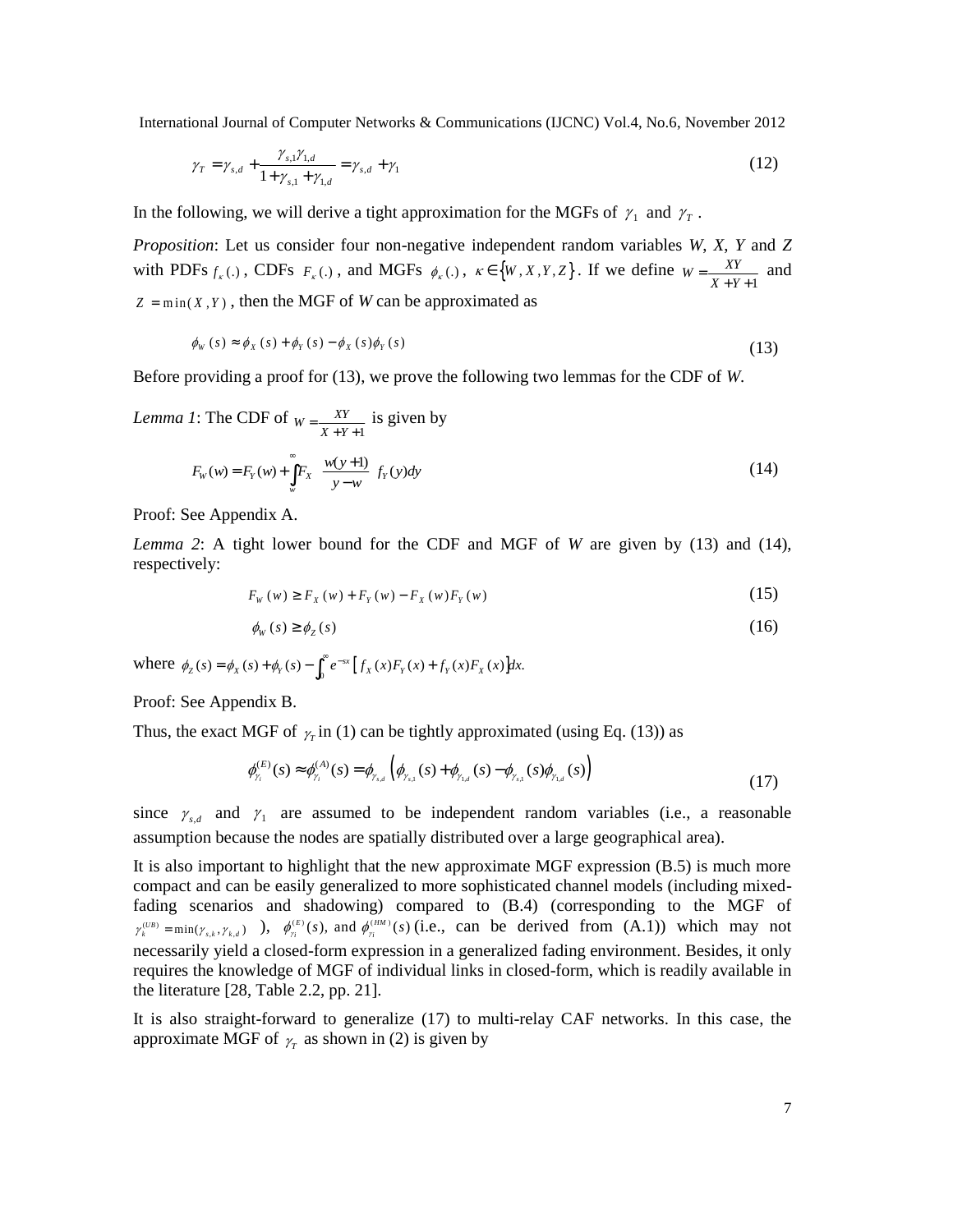$$\gamma_T = \gamma_{s,d} + \frac{\gamma_{s,1}\gamma_{1,d}}{1+\gamma_{s,1}+\gamma_{1,d}} = \gamma_{s,d} + \gamma_1 \tag{12}$$

In the following, we will derive a tight approximation for the MGFs of $\gamma_1$ and $\gamma_T$.

*Proposition*: Let us consider four non-negative independent random variables *W*, *X*, *Y* and *Z* with PDFs $f_\kappa(.)$, CDFs $F_\kappa(.)$, and MGFs $\phi_\kappa(.)$, $\kappa \in \{W, X, Y, Z\}$. If we define $W = \frac{XY}{X+Y+1}$ and $Z = \min(X, Y)$, then the MGF of *W* can be approximated as

$$\phi_W(s) \approx \phi_X(s) + \phi_Y(s) - \phi_X(s)\phi_Y(s) \tag{13}$$

Before providing a proof for (13), we prove the following two lemmas for the CDF of *W*.

*Lemma 1*: The CDF of $W = \frac{XY}{X+Y+1}$ is given by

$$F_W(w) = F_Y(w) + \int_w^\infty F_X\left(\frac{w(y+1)}{y-w}\right) f_Y(y)dy \tag{14}$$

Proof: See Appendix A.

*Lemma 2*: A tight lower bound for the CDF and MGF of *W* are given by (13) and (14), respectively:

$$F_W(w) \geq F_X(w) + F_Y(w) - F_X(w)F_Y(w) \tag{15}$$

$$\phi_W(s) \geq \phi_Z(s) \tag{16}$$

where $\phi_Z(s) = \phi_X(s) + \phi_Y(s) - \int_0^\infty e^{-sx}\left[f_X(x)F_Y(x) + f_Y(x)F_X(x)\right]dx.$

Proof: See Appendix B.

Thus, the exact MGF of $\gamma_T$ in (1) can be tightly approximated (using Eq. (13)) as

$$\phi_{\gamma_i}^{(E)}(s) \approx \phi_{\gamma_i}^{(A)}(s) = \phi_{\gamma_{s,d}}\left(\phi_{\gamma_{s,1}}(s) + \phi_{\gamma_{1,d}}(s) - \phi_{\gamma_{s,1}}(s)\phi_{\gamma_{1,d}}(s)\right) \tag{17}$$

since $\gamma_{s,d}$ and $\gamma_1$ are assumed to be independent random variables (i.e., a reasonable assumption because the nodes are spatially distributed over a large geographical area).

It is also important to highlight that the new approximate MGF expression (B.5) is much more compact and can be easily generalized to more sophisticated channel models (including mixed-fading scenarios and shadowing) compared to (B.4) (corresponding to the MGF of $\gamma_k^{(UB)} = \min(\gamma_{s,k}, \gamma_{k,d})$ ), $\phi_{\gamma_i}^{(E)}(s)$, and $\phi_{\gamma_i}^{(HM)}(s)$ (i.e., can be derived from (A.1)) which may not necessarily yield a closed-form expression in a generalized fading environment. Besides, it only requires the knowledge of MGF of individual links in closed-form, which is readily available in the literature [28, Table 2.2, pp. 21].

It is also straight-forward to generalize (17) to multi-relay CAF networks. In this case, the approximate MGF of $\gamma_T$ as shown in (2) is given by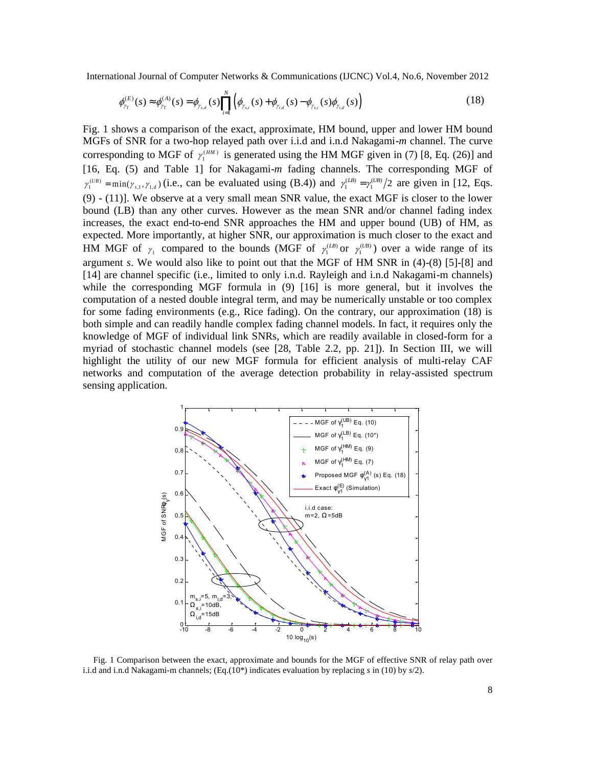$$\phi_{\gamma_T}^{(E)}(s) \approx \phi_{\gamma_T}^{(A)}(s) = \phi_{\gamma_{s,d}}(s) \prod_{i=1}^{N} \left( \phi_{\gamma_{s,i}}(s) + \phi_{\gamma_{i,d}}(s) - \phi_{\gamma_{s,i}}(s) \phi_{\gamma_{i,d}}(s) \right) \tag{18}$$

Fig. 1 shows a comparison of the exact, approximate, HM bound, upper and lower HM bound MGFs of SNR for a two-hop relayed path over i.i.d and i.n.d Nakagami-*m* channel. The curve corresponding to MGF of $\gamma_1^{(HM)}$ is generated using the HM MGF given in (7) [8, Eq. (26)] and [16, Eq. (5) and Table 1] for Nakagami-*m* fading channels. The corresponding MGF of $\gamma_1^{(UB)} = \min(\gamma_{s,1}, \gamma_{1,d})$ (i.e., can be evaluated using (B.4)) and $\gamma_1^{(LB)} = \gamma_1^{(UB)}/2$ are given in [12, Eqs. (9) - (11)]. We observe at a very small mean SNR value, the exact MGF is closer to the lower bound (LB) than any other curves. However as the mean SNR and/or channel fading index increases, the exact end-to-end SNR approaches the HM and upper bound (UB) of HM, as expected. More importantly, at higher SNR, our approximation is much closer to the exact and HM MGF of $\gamma_1$ compared to the bounds (MGF of $\gamma_1^{(LB)}$ or $\gamma_1^{(UB)}$) over a wide range of its argument *s*. We would also like to point out that the MGF of HM SNR in (4)-(8) [5]-[8] and [14] are channel specific (i.e., limited to only i.n.d. Rayleigh and i.n.d Nakagami-m channels) while the corresponding MGF formula in (9) [16] is more general, but it involves the computation of a nested double integral term, and may be numerically unstable or too complex for some fading environments (e.g., Rice fading). On the contrary, our approximation (18) is both simple and can readily handle complex fading channel models. In fact, it requires only the knowledge of MGF of individual link SNRs, which are readily available in closed-form for a myriad of stochastic channel models (see [28, Table 2.2, pp. 21]). In Section III, we will highlight the utility of our new MGF formula for efficient analysis of multi-relay CAF networks and computation of the average detection probability in relay-assisted spectrum sensing application.

Fig. 1 Comparison between the exact, approximate and bounds for the MGF of effective SNR of relay path over i.i.d and i.n.d Nakagami-m channels; (Eq.(10*) indicates evaluation by replacing *s* in (10) by *s*/2).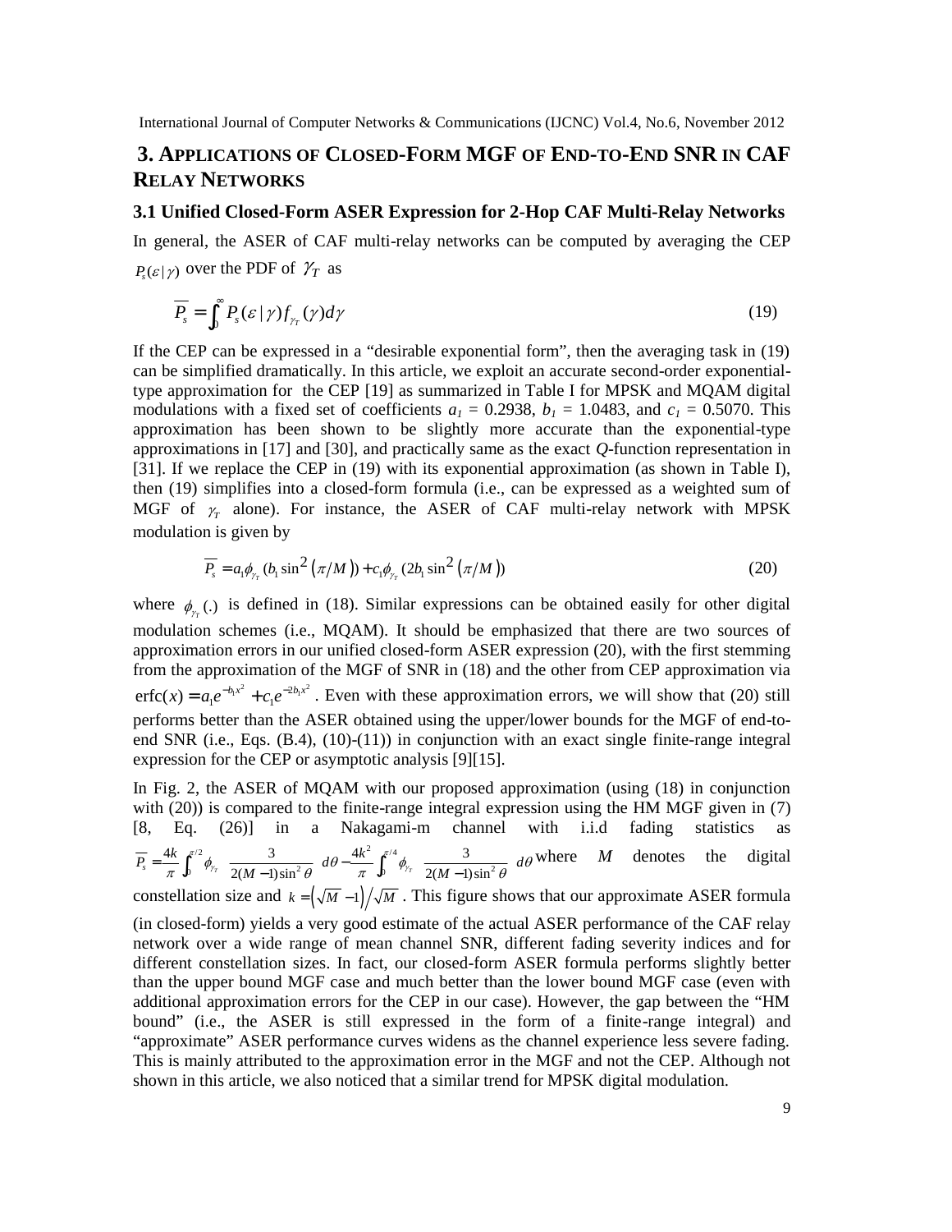## 3. Applications of Closed-Form MGF of End-to-End SNR in CAF Relay Networks

### 3.1 Unified Closed-Form ASER Expression for 2-Hop CAF Multi-Relay Networks

In general, the ASER of CAF multi-relay networks can be computed by averaging the CEP $P_s(\varepsilon\,|\,\gamma)$ over the PDF of $\gamma_T$ as

$$\overline{P_s} = \int_0^{\infty} P_s(\varepsilon\,|\,\gamma) f_{\gamma_T}(\gamma) d\gamma \tag{19}$$

If the CEP can be expressed in a "desirable exponential form", then the averaging task in (19) can be simplified dramatically. In this article, we exploit an accurate second-order exponential-type approximation for the CEP [19] as summarized in Table I for MPSK and MQAM digital modulations with a fixed set of coefficients $a_1$ = 0.2938, $b_1$ = 1.0483, and $c_1$ = 0.5070. This approximation has been shown to be slightly more accurate than the exponential-type approximations in [17] and [30], and practically same as the exact *Q*-function representation in [31]. If we replace the CEP in (19) with its exponential approximation (as shown in Table I), then (19) simplifies into a closed-form formula (i.e., can be expressed as a weighted sum of MGF of $\gamma_T$ alone). For instance, the ASER of CAF multi-relay network with MPSK modulation is given by

$$\overline{P_s} = a_1 \phi_{\gamma_T}(b_1 \sin^2(\pi/M)) + c_1 \phi_{\gamma_T}(2b_1 \sin^2(\pi/M)) \tag{20}$$

where $\phi_{\gamma_T}(.)$ is defined in (18). Similar expressions can be obtained easily for other digital modulation schemes (i.e., MQAM). It should be emphasized that there are two sources of approximation errors in our unified closed-form ASER expression (20), with the first stemming from the approximation of the MGF of SNR in (18) and the other from CEP approximation via $\text{erfc}(x) = a_1 e^{-b_1 x^2} + c_1 e^{-2b_1 x^2}$. Even with these approximation errors, we will show that (20) still performs better than the ASER obtained using the upper/lower bounds for the MGF of end-to-end SNR (i.e., Eqs. (B.4), (10)-(11)) in conjunction with an exact single finite-range integral expression for the CEP or asymptotic analysis [9][15].

In Fig. 2, the ASER of MQAM with our proposed approximation (using (18) in conjunction with (20)) is compared to the finite-range integral expression using the HM MGF given in (7) [8, Eq. (26)] in a Nakagami-m channel with i.i.d fading statistics as $\overline{P_s} = \frac{4k}{\pi}\int_0^{\pi/2} \phi_{\gamma_T}\left(\frac{3}{2(M-1)\sin^2\theta}\right) d\theta - \frac{4k^2}{\pi}\int_0^{\pi/4} \phi_{\gamma_T}\left(\frac{3}{2(M-1)\sin^2\theta}\right) d\theta$ where $M$ denotes the digital constellation size and $k = \left(\sqrt{M}-1\right)/\sqrt{M}$. This figure shows that our approximate ASER formula (in closed-form) yields a very good estimate of the actual ASER performance of the CAF relay network over a wide range of mean channel SNR, different fading severity indices and for different constellation sizes. In fact, our closed-form ASER formula performs slightly better than the upper bound MGF case and much better than the lower bound MGF case (even with additional approximation errors for the CEP in our case). However, the gap between the "HM bound" (i.e., the ASER is still expressed in the form of a finite-range integral) and "approximate" ASER performance curves widens as the channel experience less severe fading. This is mainly attributed to the approximation error in the MGF and not the CEP. Although not shown in this article, we also noticed that a similar trend for MPSK digital modulation.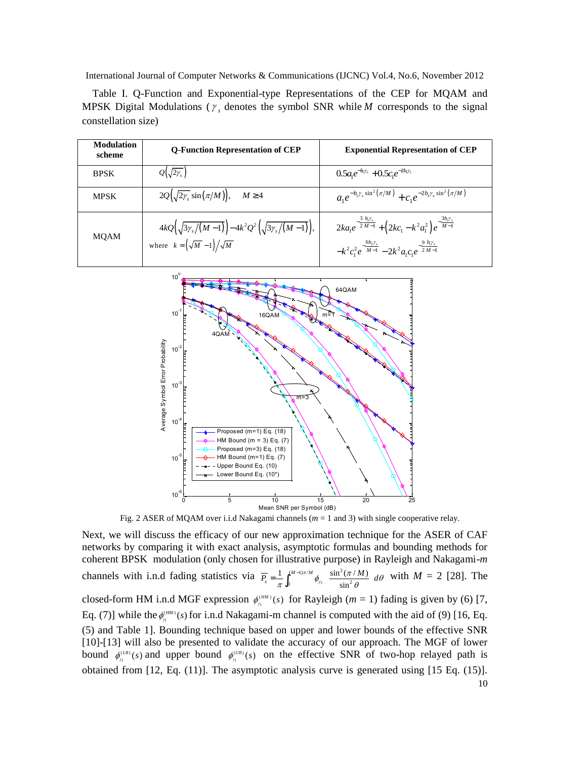Table I. Q-Function and Exponential-type Representations of the CEP for MQAM and MPSK Digital Modulations ( $\gamma_s$ denotes the symbol SNR while $M$ corresponds to the signal constellation size)

| Modulation scheme | Q-Function Representation of CEP | Exponential Representation of CEP |
|---|---|---|
| BPSK | $Q\left(\sqrt{2\gamma_s}\right)$ | $0.5a_1e^{-b_1\gamma_s} + 0.5c_1e^{-2b_1\gamma_s}$ |
| MPSK | $2Q\left(\sqrt{2\gamma_s}\sin\left(\pi/M\right)\right), \quad M \geq 4$ | $a_1e^{-b_1\gamma_s\sin^2\left(\pi/M\right)} + c_1e^{-2b_1\gamma_s\sin^2\left(\pi/M\right)}$ |
| MQAM | $4kQ\left(\sqrt{3\gamma_s/\left(M-1\right)}\right) - 4k^2Q^2\left(\sqrt{3\gamma_s/\left(M-1\right)}\right)$, where $k = \left(\sqrt{M}-1\right)/\sqrt{M}$ | $2ka_1e^{-\frac{3}{2}\frac{b_1\gamma_s}{M-1}} + \left(2kc_1 - k^2a_1^2\right)e^{-\frac{3b_1\gamma_s}{M-1}} - k^2c_1^2e^{-\frac{6b_1\gamma_s}{M-1}} - 2k^2a_1c_1e^{-\frac{9}{2}\frac{b_1\gamma_s}{M-1}}$ |

Fig. 2 ASER of MQAM over i.i.d Nakagami channels ($m$ = 1 and 3) with single cooperative relay.

Next, we will discuss the efficacy of our new approximation technique for the ASER of CAF networks by comparing it with exact analysis, asymptotic formulas and bounding methods for coherent BPSK modulation (only chosen for illustrative purpose) in Rayleigh and Nakagami-$m$ channels with i.n.d fading statistics via $\overline{P_s} = \frac{1}{\pi}\int_0^{(M-1)\pi/M}\phi_{\gamma_T}\left(\frac{\sin^2(\pi/M)}{\sin^2\theta}\right)d\theta$ with $M$ = 2 [28]. The closed-form HM i.n.d MGF expression $\phi_{\gamma_i}^{(HM)}(s)$ for Rayleigh ($m$ = 1) fading is given by (6) [7, Eq. (7)] while the $\phi_{\gamma_i}^{(HM)}(s)$ for i.n.d Nakagami-m channel is computed with the aid of (9) [16, Eq. (5) and Table 1]. Bounding technique based on upper and lower bounds of the effective SNR [10]-[13] will also be presented to validate the accuracy of our approach. The MGF of lower bound $\phi_{\gamma_i}^{(LB)}(s)$ and upper bound $\phi_{\gamma_i}^{(UB)}(s)$ on the effective SNR of two-hop relayed path is obtained from [12, Eq. (11)]. The asymptotic analysis curve is generated using [15 Eq. (15)].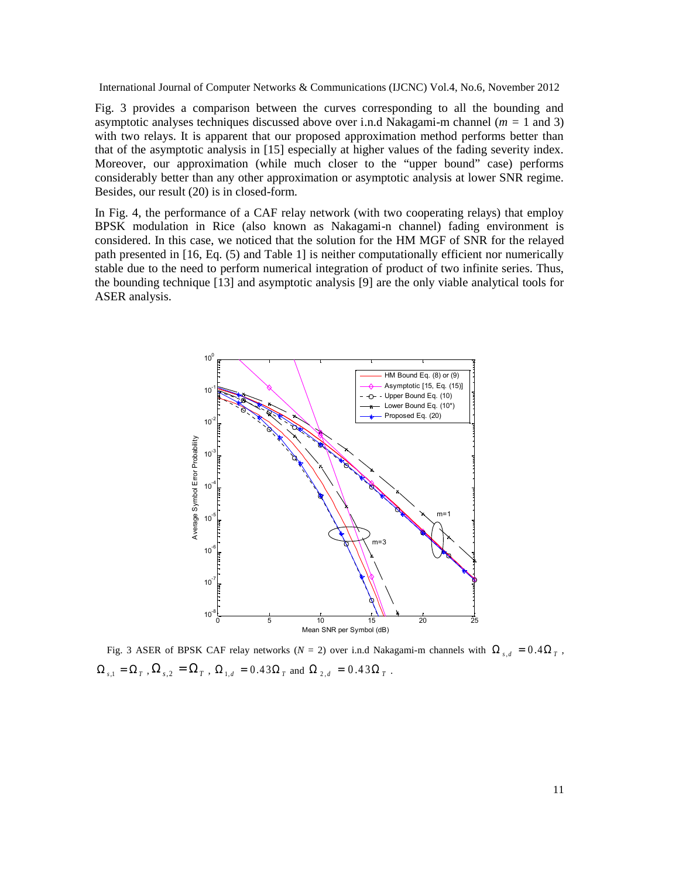Fig. 3 provides a comparison between the curves corresponding to all the bounding and asymptotic analyses techniques discussed above over i.n.d Nakagami-m channel ($m$ = 1 and 3) with two relays. It is apparent that our proposed approximation method performs better than that of the asymptotic analysis in [15] especially at higher values of the fading severity index. Moreover, our approximation (while much closer to the "upper bound" case) performs considerably better than any other approximation or asymptotic analysis at lower SNR regime. Besides, our result (20) is in closed-form.

In Fig. 4, the performance of a CAF relay network (with two cooperating relays) that employ BPSK modulation in Rice (also known as Nakagami-n channel) fading environment is considered. In this case, we noticed that the solution for the HM MGF of SNR for the relayed path presented in [16, Eq. (5) and Table 1] is neither computationally efficient nor numerically stable due to the need to perform numerical integration of product of two infinite series. Thus, the bounding technique [13] and asymptotic analysis [9] are the only viable analytical tools for ASER analysis.

Fig. 3 ASER of BPSK CAF relay networks ($N$ = 2) over i.n.d Nakagami-m channels with $\Omega_{s,d} = 0.4\Omega_T$, $\Omega_{s,1} = \Omega_T$, $\Omega_{s,2} = \Omega_T$, $\Omega_{1,d} = 0.43\Omega_T$ and $\Omega_{2,d} = 0.43\Omega_T$.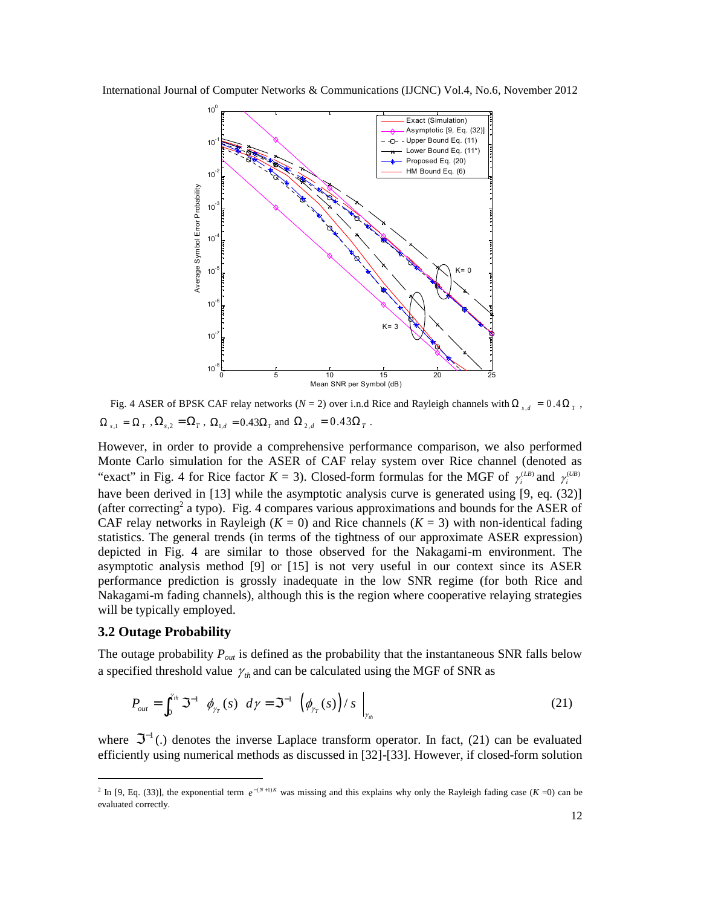Fig. 4 ASER of BPSK CAF relay networks ($N = 2$) over i.n.d Rice and Rayleigh channels with $\Omega_{s,d} = 0.4\Omega_T$, $\Omega_{s,1} = \Omega_T$, $\Omega_{s,2} = \Omega_T$, $\Omega_{1,d} = 0.43\Omega_T$ and $\Omega_{2,d} = 0.43\Omega_T$.

However, in order to provide a comprehensive performance comparison, we also performed Monte Carlo simulation for the ASER of CAF relay system over Rice channel (denoted as "exact" in Fig. 4 for Rice factor $K = 3$). Closed-form formulas for the MGF of $\gamma_i^{(LB)}$ and $\gamma_i^{(UB)}$ have been derived in [13] while the asymptotic analysis curve is generated using [9, eq. (32)] (after correcting[2] a typo). Fig. 4 compares various approximations and bounds for the ASER of CAF relay networks in Rayleigh ($K = 0$) and Rice channels ($K = 3$) with non-identical fading statistics. The general trends (in terms of the tightness of our approximate ASER expression) depicted in Fig. 4 are similar to those observed for the Nakagami-m environment. The asymptotic analysis method [9] or [15] is not very useful in our context since its ASER performance prediction is grossly inadequate in the low SNR regime (for both Rice and Nakagami-m fading channels), although this is the region where cooperative relaying strategies will be typically employed.

### 3.2 Outage Probability

The outage probability $P_{out}$ is defined as the probability that the instantaneous SNR falls below a specified threshold value $\gamma_{th}$ and can be calculated using the MGF of SNR as

$$P_{out} = \int_0^{\gamma_{th}} \Im^{-1}\left[\phi_{\gamma_T}(s)\right] d\gamma = \Im^{-1}\left(\phi_{\gamma_T}(s)\right)/s \Big|_{\gamma_{th}} \tag{21}$$

where $\Im^{-1}(.)$ denotes the inverse Laplace transform operator. In fact, (21) can be evaluated efficiently using numerical methods as discussed in [32]-[33]. However, if closed-form solution

[2] In [9, Eq. (33)], the exponential term $e^{-(N+1)K}$ was missing and this explains why only the Rayleigh fading case ($K = 0$) can be evaluated correctly.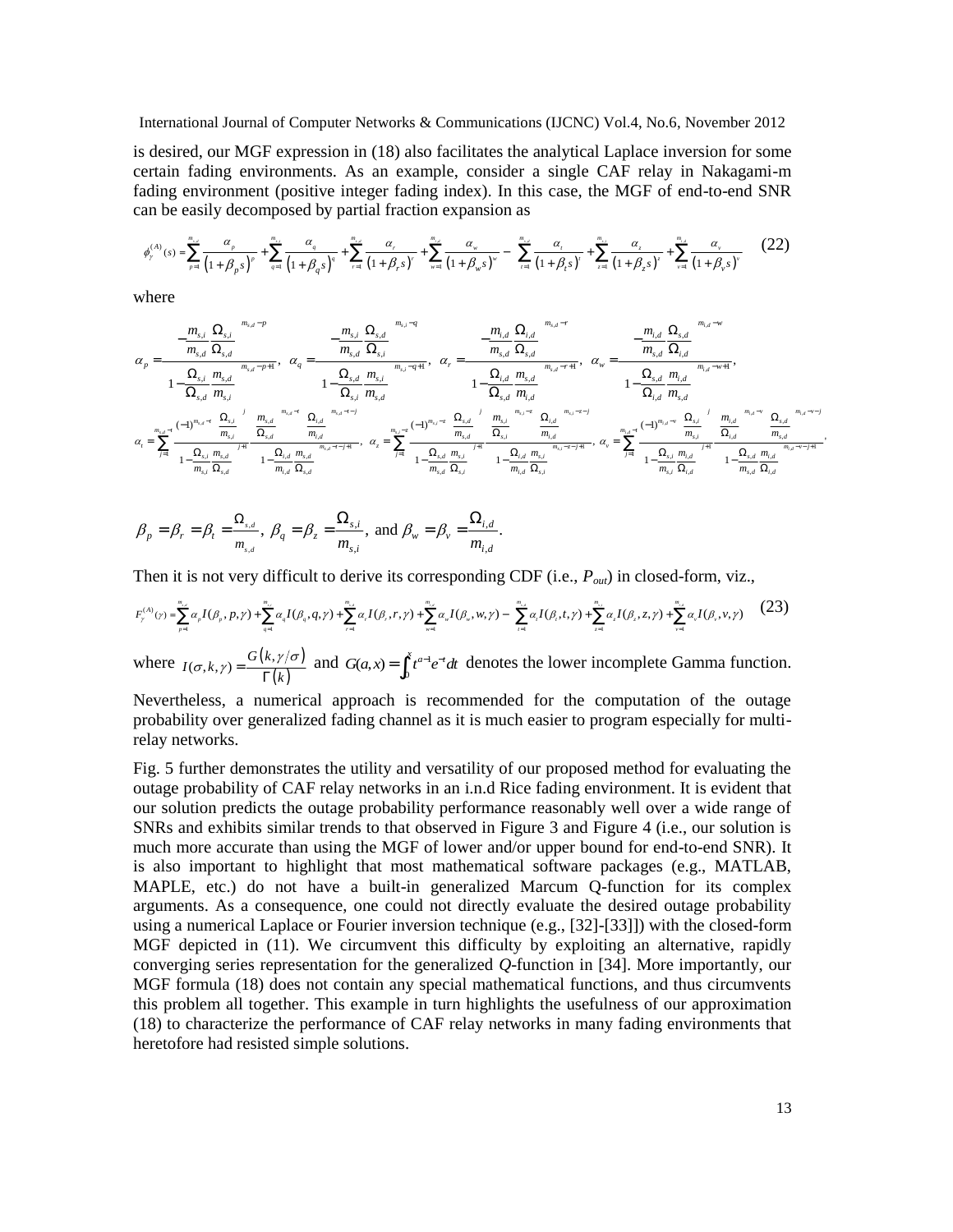is desired, our MGF expression in (18) also facilitates the analytical Laplace inversion for some certain fading environments. As an example, consider a single CAF relay in Nakagami-m fading environment (positive integer fading index). In this case, the MGF of end-to-end SNR can be easily decomposed by partial fraction expansion as

$$\phi_{\gamma}^{(A)}(s) = \sum_{p=1}^{m_{s,d}} \frac{\alpha_p}{\left(1+\beta_p s\right)^p} + \sum_{q=1}^{m_{s,i}} \frac{\alpha_q}{\left(1+\beta_q s\right)^q} + \sum_{r=1}^{m_{s,d}} \frac{\alpha_r}{\left(1+\beta_r s\right)^r} + \sum_{w=1}^{m_{i,d}} \frac{\alpha_w}{\left(1+\beta_w s\right)^w} - \sum_{t=1}^{m_{s,d}} \frac{\alpha_t}{\left(1+\beta_t s\right)^t} + \sum_{z=1}^{m_{s,i}} \frac{\alpha_z}{\left(1+\beta_z s\right)^z} + \sum_{v=1}^{m_{i,d}} \frac{\alpha_v}{\left(1+\beta_v s\right)^v} \quad (22)$$

where

$$\alpha_p = \frac{\left(-\frac{m_{s,i}}{m_{s,d}}\frac{\Omega_{s,i}}{\Omega_{s,d}}\right)^{m_{s,d}-p}}{\left(1-\frac{\Omega_{s,i}}{\Omega_{s,d}}\frac{m_{s,d}}{m_{s,i}}\right)^{m_{s,d}-p+1}},\ \alpha_q = \frac{\left(-\frac{m_{s,i}}{m_{s,d}}\frac{\Omega_{s,d}}{\Omega_{s,i}}\right)^{m_{s,i}-q}}{\left(1-\frac{\Omega_{s,d}}{\Omega_{s,i}}\frac{m_{s,i}}{m_{s,d}}\right)^{m_{s,i}-q+1}},\ \alpha_r = \frac{\left(-\frac{m_{i,d}}{m_{s,d}}\frac{\Omega_{i,d}}{\Omega_{s,d}}\right)^{m_{s,d}-r}}{\left(1-\frac{\Omega_{i,d}}{\Omega_{s,d}}\frac{m_{s,d}}{m_{i,d}}\right)^{m_{s,d}-r+1}},\ \alpha_w = \frac{\left(-\frac{m_{i,d}}{m_{s,d}}\frac{\Omega_{s,d}}{\Omega_{i,d}}\right)^{m_{i,d}-w}}{\left(1-\frac{\Omega_{s,d}}{\Omega_{i,d}}\frac{m_{i,d}}{m_{s,d}}\right)^{m_{i,d}-w+1}},$$

$$\alpha_t = \sum_{j=1}^{m_{s,d}-t} \frac{(-1)^{m_{s,d}-t}\left(\frac{\Omega_{s,i}}{m_{s,i}}\right)^{j}\left(\frac{m_{s,d}}{\Omega_{s,d}}\right)^{m_{s,d}-t}\left(\frac{\Omega_{i,d}}{m_{i,d}}\right)^{m_{s,d}-t-j}}{\left(1-\frac{\Omega_{s,i}}{m_{s,i}}\frac{m_{s,d}}{\Omega_{s,d}}\right)^{j+1}\left(1-\frac{\Omega_{i,d}}{m_{i,d}}\frac{m_{s,d}}{\Omega_{s,d}}\right)^{m_{s,d}-t-j+1}},\ \alpha_z = \sum_{j=1}^{m_{s,i}-z} \frac{(-1)^{m_{s,i}-z}\left(\frac{\Omega_{s,d}}{m_{s,d}}\right)^{j}\left(\frac{m_{s,i}}{\Omega_{s,i}}\right)^{m_{s,i}-z}\left(\frac{\Omega_{i,d}}{m_{i,d}}\right)^{m_{s,i}-z-j}}{\left(1-\frac{\Omega_{s,d}}{m_{s,d}}\frac{m_{s,i}}{\Omega_{s,i}}\right)^{j+1}\left(1-\frac{\Omega_{i,d}}{m_{i,d}}\frac{m_{s,i}}{\Omega_{s,i}}\right)^{m_{s,i}-z-j+1}},\ \alpha_v = \sum_{j=1}^{m_{i,d}-v} \frac{(-1)^{m_{i,d}-v}\left(\frac{\Omega_{s,i}}{m_{s,i}}\right)^{j}\left(\frac{m_{i,d}}{\Omega_{i,d}}\right)^{m_{i,d}-v}\left(\frac{\Omega_{s,d}}{m_{s,d}}\right)^{m_{i,d}-v-j}}{\left(1-\frac{\Omega_{s,i}}{m_{s,i}}\frac{m_{i,d}}{\Omega_{i,d}}\right)^{j+1}\left(1-\frac{\Omega_{s,d}}{m_{s,d}}\frac{m_{i,d}}{\Omega_{i,d}}\right)^{m_{i,d}-v-j+1}},$$

$$\beta_p = \beta_r = \beta_t = \frac{\Omega_{s,d}}{m_{s,d}},\ \beta_q = \beta_z = \frac{\Omega_{s,i}}{m_{s,i}},\ \text{and}\ \beta_w = \beta_v = \frac{\Omega_{i,d}}{m_{i,d}}.$$

Then it is not very difficult to derive its corresponding CDF (i.e., $P_{out}$) in closed-form, viz.,

$$F_{\gamma}^{(A)}(\gamma) = \sum_{p=1}^{m_{s,d}} \alpha_p I(\beta_p, p, \gamma) + \sum_{q=1}^{m_{s,i}} \alpha_q I(\beta_q, q, \gamma) + \sum_{r=1}^{m_{s,d}} \alpha_r I(\beta_r, r, \gamma) + \sum_{w=1}^{m_{i,d}} \alpha_w I(\beta_w, w, \gamma) - \sum_{t=1}^{m_{s,d}} \alpha_t I(\beta_t, t, \gamma) + \sum_{z=1}^{m_{s,i}} \alpha_z I(\beta_z, z, \gamma) + \sum_{v=1}^{m_{i,d}} \alpha_v I(\beta_v, v, \gamma) \quad (23)$$

where $I(\sigma,k,\gamma) = \frac{G\left(k, \gamma/\sigma\right)}{\Gamma(k)}$ and $G(a,x) = \int_0^x t^{a-1} e^{-t} dt$ denotes the lower incomplete Gamma function.

Nevertheless, a numerical approach is recommended for the computation of the outage probability over generalized fading channel as it is much easier to program especially for multi-relay networks.

Fig. 5 further demonstrates the utility and versatility of our proposed method for evaluating the outage probability of CAF relay networks in an i.n.d Rice fading environment. It is evident that our solution predicts the outage probability performance reasonably well over a wide range of SNRs and exhibits similar trends to that observed in Figure 3 and Figure 4 (i.e., our solution is much more accurate than using the MGF of lower and/or upper bound for end-to-end SNR). It is also important to highlight that most mathematical software packages (e.g., MATLAB, MAPLE, etc.) do not have a built-in generalized Marcum Q-function for its complex arguments. As a consequence, one could not directly evaluate the desired outage probability using a numerical Laplace or Fourier inversion technique (e.g., [32]-[33]]) with the closed-form MGF depicted in (11). We circumvent this difficulty by exploiting an alternative, rapidly converging series representation for the generalized *Q*-function in [34]. More importantly, our MGF formula (18) does not contain any special mathematical functions, and thus circumvents this problem all together. This example in turn highlights the usefulness of our approximation (18) to characterize the performance of CAF relay networks in many fading environments that heretofore had resisted simple solutions.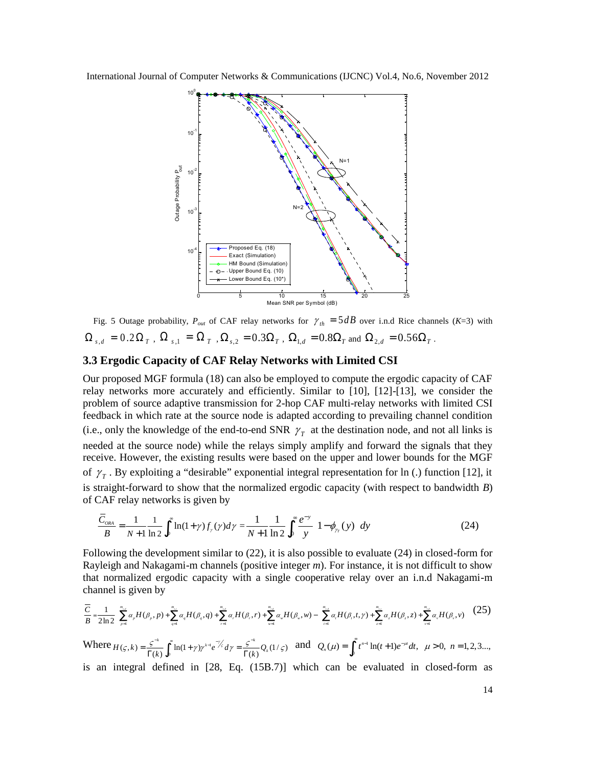Fig. 5 Outage probability, $P_{out}$ of CAF relay networks for $\gamma_{th} = 5dB$ over i.n.d Rice channels ($K$=3) with $\Omega_{s,d} = 0.2\Omega_T$, $\Omega_{s,1} = \Omega_T$, $\Omega_{s,2} = 0.3\Omega_T$, $\Omega_{1,d} = 0.8\Omega_T$ and $\Omega_{2,d} = 0.56\Omega_T$.

### 3.3 Ergodic Capacity of CAF Relay Networks with Limited CSI

Our proposed MGF formula (18) can also be employed to compute the ergodic capacity of CAF relay networks more accurately and efficiently. Similar to [10], [12]-[13], we consider the problem of source adaptive transmission for 2-hop CAF multi-relay networks with limited CSI feedback in which rate at the source node is adapted according to prevailing channel condition (i.e., only the knowledge of the end-to-end SNR $\gamma_T$ at the destination node, and not all links is needed at the source node) while the relays simply amplify and forward the signals that they receive. However, the existing results were based on the upper and lower bounds for the MGF of $\gamma_T$. By exploiting a "desirable" exponential integral representation for ln (.) function [12], it is straight-forward to show that the normalized ergodic capacity (with respect to bandwidth $B$) of CAF relay networks is given by

$$\frac{\bar{C}_{ORA}}{B} = \frac{1}{N+1}\frac{1}{\ln 2}\int_0^\infty \ln(1+\gamma) f_\gamma(\gamma) d\gamma = \frac{1}{N+1}\frac{1}{\ln 2}\int_0^\infty \frac{e^{-y}}{y}\left[1-\phi_{\gamma_T}(y)\right] dy \tag{24}$$

Following the development similar to (22), it is also possible to evaluate (24) in closed-form for Rayleigh and Nakagami-m channels (positive integer $m$). For instance, it is not difficult to show that normalized ergodic capacity with a single cooperative relay over an i.n.d Nakagami-m channel is given by

$$\frac{\bar{C}}{B} = \frac{1}{2\ln 2}\left[\sum_{p=1}^{m_{s,d}} \alpha_p H(\beta_p, p) + \sum_{q=1}^{m_{s,1}} \alpha_q H(\beta_q, q) + \sum_{r=1}^{m_{1,d}} \alpha_r H(\beta_r, r) + \sum_{w=1}^{m_{s,d}} \alpha_w H(\beta_w, w) - \sum_{t=1}^{m_{s,d}} \alpha_t H(\beta_t, t, \gamma) + \sum_{z=1}^{m_{s,d}} \alpha_z H(\beta_z, z) + \sum_{v=1}^{m_{s,d}} \alpha_v H(\beta_v, v)\right] \tag{25}$$

Where $H(\varsigma, k) = \frac{\varsigma^{-k}}{\Gamma(k)}\int_0^\infty \ln(1+\gamma)\gamma^{k-1} e^{-\gamma/\varsigma} d\gamma = \frac{\varsigma^{-k}}{\Gamma(k)} Q_k(1/\varsigma)$ and $Q_n(\mu) = \int_0^\infty t^{n-1}\ln(t+1)e^{-\mu t} dt,\ \mu > 0,\ n = 1, 2, 3 \ldots,$ is an integral defined in [28, Eq. (15B.7)] which can be evaluated in closed-form as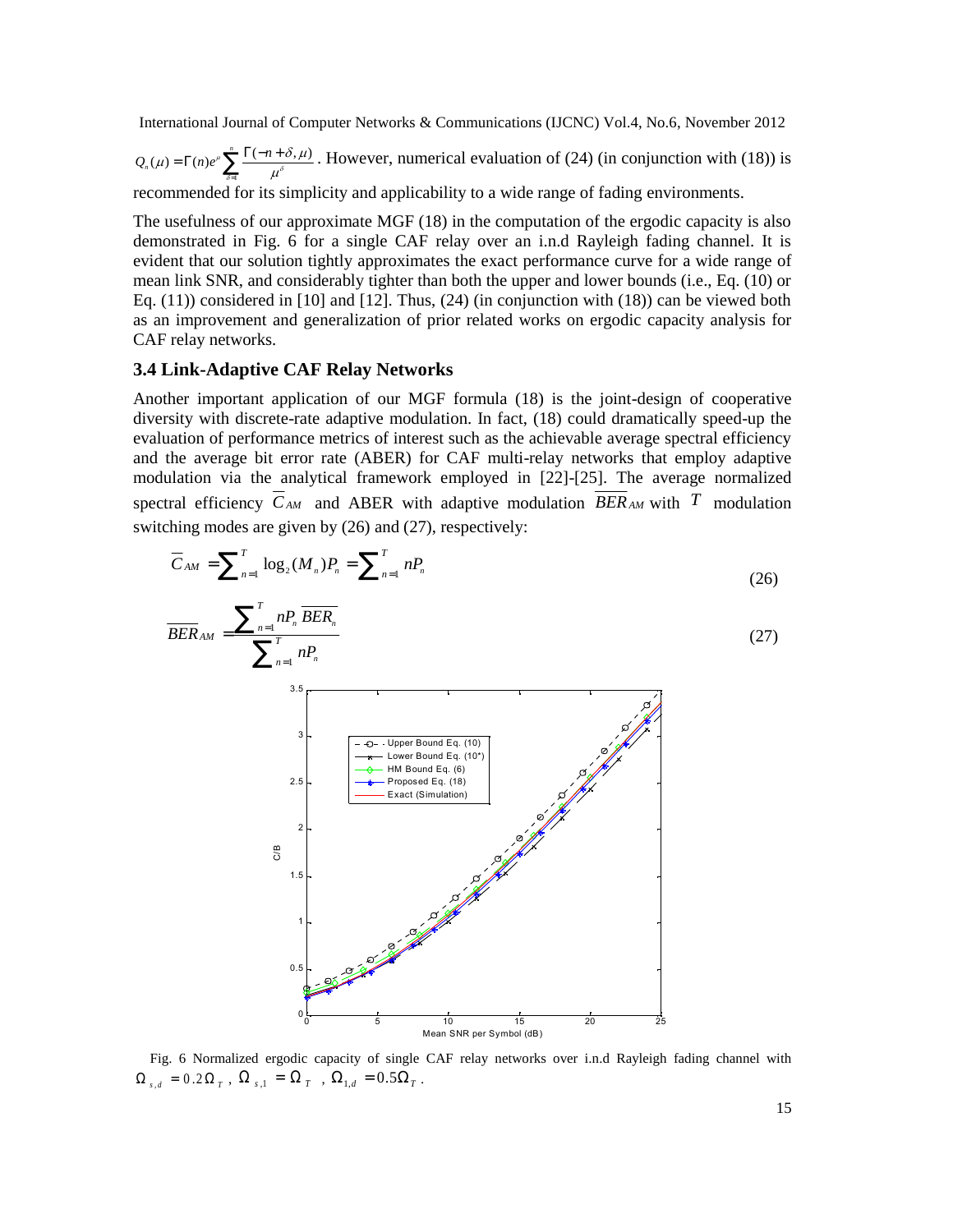$Q_n(\mu) = \Gamma(n) e^{\mu} \sum_{\delta=1}^{n} \frac{\Gamma(-n+\delta, \mu)}{\mu^{\delta}}$. However, numerical evaluation of (24) (in conjunction with (18)) is recommended for its simplicity and applicability to a wide range of fading environments.

The usefulness of our approximate MGF (18) in the computation of the ergodic capacity is also demonstrated in Fig. 6 for a single CAF relay over an i.n.d Rayleigh fading channel. It is evident that our solution tightly approximates the exact performance curve for a wide range of mean link SNR, and considerably tighter than both the upper and lower bounds (i.e., Eq. (10) or Eq. (11)) considered in [10] and [12]. Thus, (24) (in conjunction with (18)) can be viewed both as an improvement and generalization of prior related works on ergodic capacity analysis for CAF relay networks.

### 3.4 Link-Adaptive CAF Relay Networks

Another important application of our MGF formula (18) is the joint-design of cooperative diversity with discrete-rate adaptive modulation. In fact, (18) could dramatically speed-up the evaluation of performance metrics of interest such as the achievable average spectral efficiency and the average bit error rate (ABER) for CAF multi-relay networks that employ adaptive modulation via the analytical framework employed in [22]-[25]. The average normalized spectral efficiency $\overline{C}_{AM}$ and ABER with adaptive modulation $\overline{BER}_{AM}$ with $T$ modulation switching modes are given by (26) and (27), respectively:

$$\overline{C}_{AM} = \sum_{n=1}^{T} \log_2(M_n) P_n = \sum_{n=1}^{T} n P_n \tag{26}$$

$$\overline{BER}_{AM} = \frac{\sum_{n=1}^{T} n P_n \overline{BER}_n}{\sum_{n=1}^{T} n P_n} \tag{27}$$

Fig. 6 Normalized ergodic capacity of single CAF relay networks over i.n.d Rayleigh fading channel with $\Omega_{s,d} = 0.2\Omega_T$, $\Omega_{s,1} = \Omega_T$, $\Omega_{1,d} = 0.5\Omega_T$.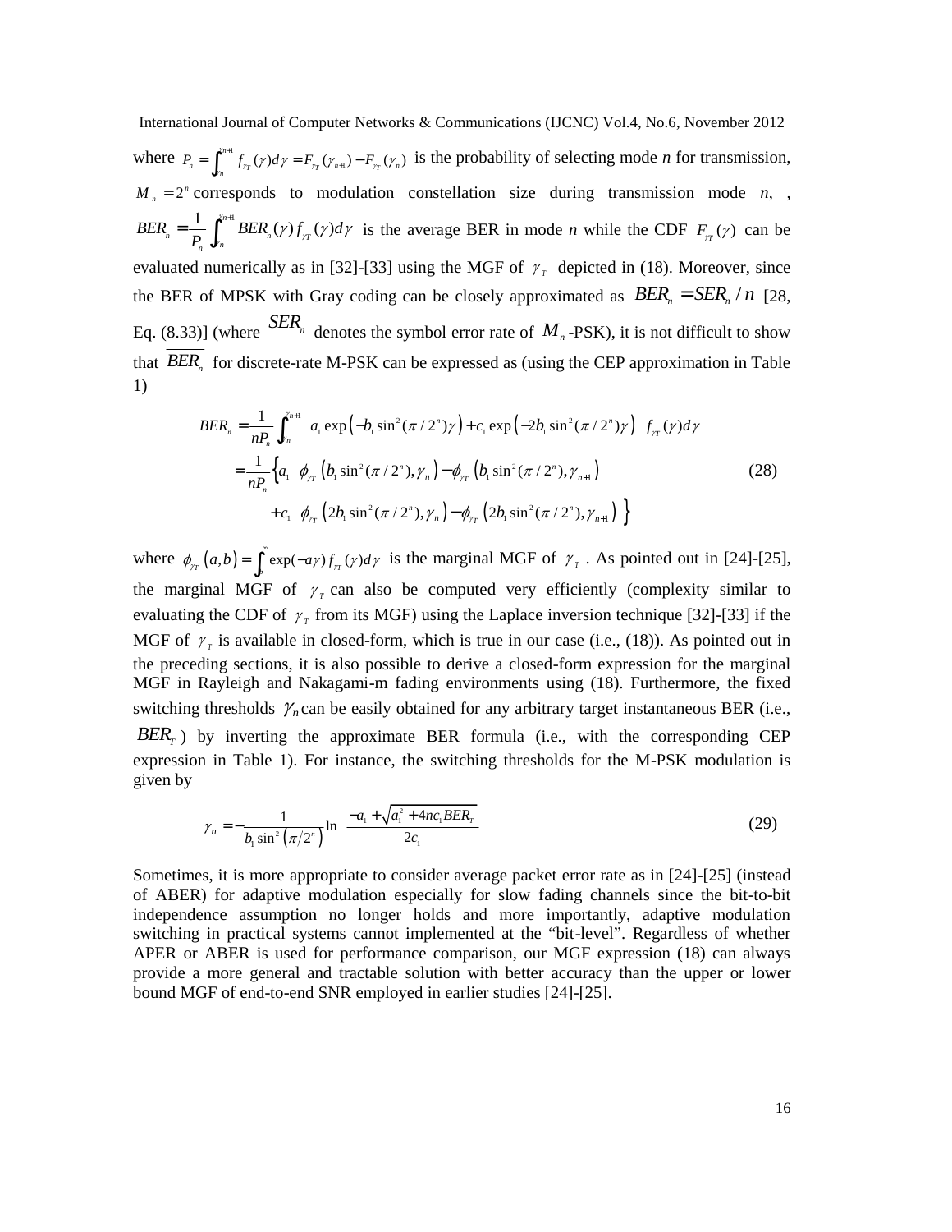where $P_n = \int_{\gamma_n}^{\gamma_{n+1}} f_{\gamma_T}(\gamma)d\gamma = F_{\gamma_T}(\gamma_{n+1}) - F_{\gamma_T}(\gamma_n)$ is the probability of selecting mode *n* for transmission, $M_n = 2^n$ corresponds to modulation constellation size during transmission mode *n*, , $\overline{BER_n} = \frac{1}{P_n}\int_{\gamma_n}^{\gamma_{n+1}} BER_n(\gamma) f_{\gamma_T}(\gamma)d\gamma$ is the average BER in mode *n* while the CDF $F_{\gamma_T}(\gamma)$ can be evaluated numerically as in [32]-[33] using the MGF of $\gamma_T$ depicted in (18). Moreover, since the BER of MPSK with Gray coding can be closely approximated as $BER_n = SER_n / n$ [28, Eq. (8.33)] (where $SER_n$ denotes the symbol error rate of $M_n$-PSK), it is not difficult to show that $\overline{BER_n}$ for discrete-rate M-PSK can be expressed as (using the CEP approximation in Table 1)

$$
\begin{aligned}
\overline{BER_n} &= \frac{1}{nP_n}\int_{\gamma_n}^{\gamma_{n+1}} \left[ a_1 \exp\left(-b_1 \sin^2(\pi/2^n)\gamma\right) + c_1 \exp\left(-2b_1 \sin^2(\pi/2^n)\gamma\right) \right] f_{\gamma_T}(\gamma)d\gamma \\
&= \frac{1}{nP_n}\Big\{ a_1 \left[ \phi_{\gamma_T}\left(b_1 \sin^2(\pi/2^n), \gamma_n\right) - \phi_{\gamma_T}\left(b_1 \sin^2(\pi/2^n), \gamma_{n+1}\right) \right] \\
&\quad + c_1 \left[ \phi_{\gamma_T}\left(2b_1 \sin^2(\pi/2^n), \gamma_n\right) - \phi_{\gamma_T}\left(2b_1 \sin^2(\pi/2^n), \gamma_{n+1}\right) \right] \Big\}
\end{aligned} \tag{28}
$$

where $\phi_{\gamma_T}(a,b) = \int_b^{\infty} \exp(-a\gamma) f_{\gamma_T}(\gamma)d\gamma$ is the marginal MGF of $\gamma_T$. As pointed out in [24]-[25], the marginal MGF of $\gamma_T$ can also be computed very efficiently (complexity similar to evaluating the CDF of $\gamma_T$ from its MGF) using the Laplace inversion technique [32]-[33] if the MGF of $\gamma_T$ is available in closed-form, which is true in our case (i.e., (18)). As pointed out in the preceding sections, it is also possible to derive a closed-form expression for the marginal MGF in Rayleigh and Nakagami-m fading environments using (18). Furthermore, the fixed switching thresholds $\gamma_n$ can be easily obtained for any arbitrary target instantaneous BER (i.e., $BER_T$) by inverting the approximate BER formula (i.e., with the corresponding CEP expression in Table 1). For instance, the switching thresholds for the M-PSK modulation is given by

$$
\gamma_n = -\frac{1}{b_1 \sin^2\left(\pi/2^n\right)} \ln\left[\frac{-a_1 + \sqrt{a_1^2 + 4nc_1 BER_T}}{2c_1}\right] \tag{29}
$$

Sometimes, it is more appropriate to consider average packet error rate as in [24]-[25] (instead of ABER) for adaptive modulation especially for slow fading channels since the bit-to-bit independence assumption no longer holds and more importantly, adaptive modulation switching in practical systems cannot implemented at the “bit-level”. Regardless of whether APER or ABER is used for performance comparison, our MGF expression (18) can always provide a more general and tractable solution with better accuracy than the upper or lower bound MGF of end-to-end SNR employed in earlier studies [24]-[25].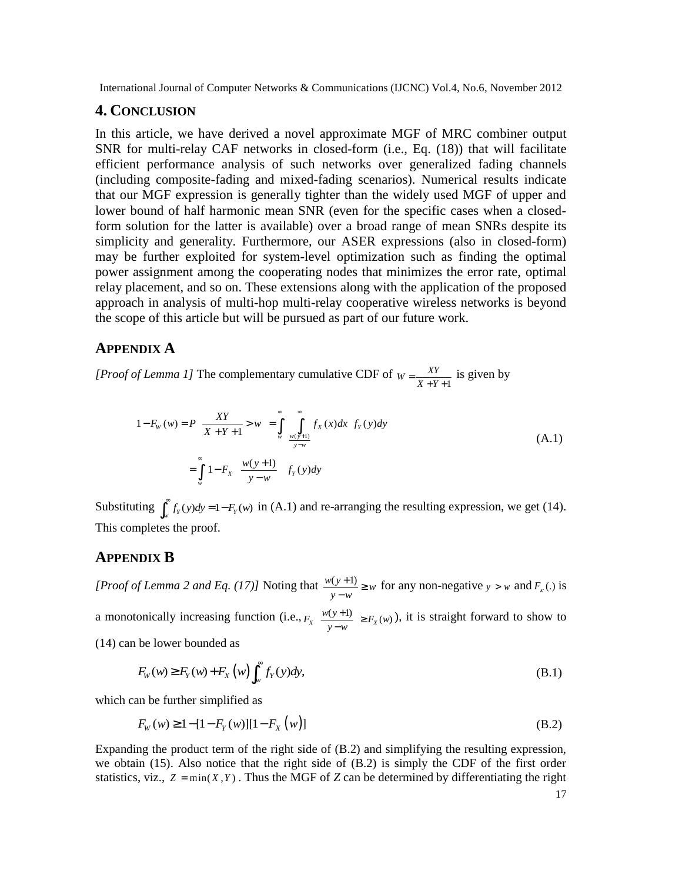## 4. CONCLUSION

In this article, we have derived a novel approximate MGF of MRC combiner output SNR for multi-relay CAF networks in closed-form (i.e., Eq. (18)) that will facilitate efficient performance analysis of such networks over generalized fading channels (including composite-fading and mixed-fading scenarios). Numerical results indicate that our MGF expression is generally tighter than the widely used MGF of upper and lower bound of half harmonic mean SNR (even for the specific cases when a closed-form solution for the latter is available) over a broad range of mean SNRs despite its simplicity and generality. Furthermore, our ASER expressions (also in closed-form) may be further exploited for system-level optimization such as finding the optimal power assignment among the cooperating nodes that minimizes the error rate, optimal relay placement, and so on. These extensions along with the application of the proposed approach in analysis of multi-hop multi-relay cooperative wireless networks is beyond the scope of this article but will be pursued as part of our future work.

## APPENDIX A

*[Proof of Lemma 1]* The complementary cumulative CDF of $W = \frac{XY}{X+Y+1}$ is given by

$$
\begin{aligned}
1 - F_W(w) &= P\left(\frac{XY}{X+Y+1} > w\right) = \int_w^\infty \left(\int_{\frac{w(y+1)}{y-w}}^\infty f_X(x)dx\right) f_Y(y)dy \\
&= \int_w^\infty \left[1 - F_X\left(\frac{w(y+1)}{y-w}\right)\right] f_Y(y)dy
\end{aligned}
\tag{A.1}
$$

Substituting $\int_w^\infty f_Y(y)dy = 1 - F_Y(w)$ in (A.1) and re-arranging the resulting expression, we get (14). This completes the proof.

## APPENDIX B

*[Proof of Lemma 2 and Eq. (17)]* Noting that $\frac{w(y+1)}{y-w} \geq w$ for any non-negative $y > w$ and $F_\kappa(.)$ is a monotonically increasing function (i.e., $F_X\left(\frac{w(y+1)}{y-w}\right) \geq F_X(w)$), it is straight forward to show to (14) can be lower bounded as

$$
F_W(w) \geq F_Y(w) + F_X(w) \int_w^\infty f_Y(y)dy, \tag{B.1}
$$

which can be further simplified as

$$
F_W(w) \geq 1 - [1 - F_Y(w)][1 - F_X(w)] \tag{B.2}
$$

Expanding the product term of the right side of (B.2) and simplifying the resulting expression, we obtain (15). Also notice that the right side of (B.2) is simply the CDF of the first order statistics, viz., $Z = \min(X, Y)$. Thus the MGF of *Z* can be determined by differentiating the right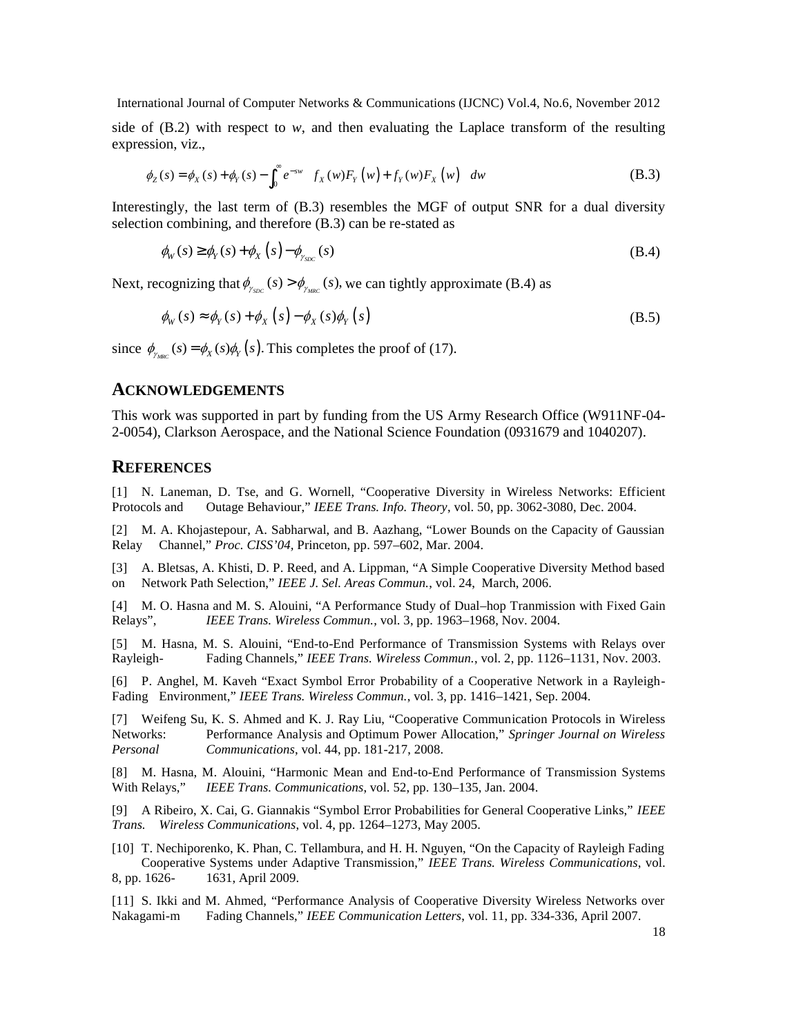side of (B.2) with respect to *w*, and then evaluating the Laplace transform of the resulting expression, viz.,

$$\phi_Z(s) = \phi_X(s) + \phi_Y(s) - \int_0^{\infty} e^{-sw} \left[ f_X(w)F_Y(w) + f_Y(w)F_X(w) \right] dw \tag{B.3}$$

Interestingly, the last term of (B.3) resembles the MGF of output SNR for a dual diversity selection combining, and therefore (B.3) can be re-stated as

$$\phi_W(s) \geq \phi_Y(s) + \phi_X(s) - \phi_{\gamma_{SDC}}(s) \tag{B.4}$$

Next, recognizing that $\phi_{\gamma_{SDC}}(s) > \phi_{\gamma_{MRC}}(s)$, we can tightly approximate (B.4) as

$$\phi_W(s) \approx \phi_Y(s) + \phi_X(s) - \phi_X(s)\phi_Y(s) \tag{B.5}$$

since $\phi_{\gamma_{MRC}}(s) = \phi_X(s)\phi_Y(s)$. This completes the proof of (17).

## ACKNOWLEDGEMENTS

This work was supported in part by funding from the US Army Research Office (W911NF-04-2-0054), Clarkson Aerospace, and the National Science Foundation (0931679 and 1040207).

## REFERENCES

[1] N. Laneman, D. Tse, and G. Wornell, "Cooperative Diversity in Wireless Networks: Efficient Protocols and Outage Behaviour," *IEEE Trans. Info. Theory*, vol. 50, pp. 3062-3080, Dec. 2004.

[2] M. A. Khojastepour, A. Sabharwal, and B. Aazhang, "Lower Bounds on the Capacity of Gaussian Relay Channel," *Proc. CISS'04*, Princeton, pp. 597–602, Mar. 2004.

[3] A. Bletsas, A. Khisti, D. P. Reed, and A. Lippman, "A Simple Cooperative Diversity Method based on Network Path Selection," *IEEE J. Sel. Areas Commun.*, vol. 24, March, 2006.

[4] M. O. Hasna and M. S. Alouini, "A Performance Study of Dual–hop Tranmission with Fixed Gain Relays", *IEEE Trans. Wireless Commun.*, vol. 3, pp. 1963–1968, Nov. 2004.

[5] M. Hasna, M. S. Alouini, "End-to-End Performance of Transmission Systems with Relays over Rayleigh- Fading Channels," *IEEE Trans. Wireless Commun.*, vol. 2, pp. 1126–1131, Nov. 2003.

[6] P. Anghel, M. Kaveh "Exact Symbol Error Probability of a Cooperative Network in a Rayleigh-Fading Environment," *IEEE Trans. Wireless Commun.*, vol. 3, pp. 1416–1421, Sep. 2004.

[7] Weifeng Su, K. S. Ahmed and K. J. Ray Liu, "Cooperative Communication Protocols in Wireless Networks: Performance Analysis and Optimum Power Allocation," *Springer Journal on Wireless Personal Communications*, vol. 44, pp. 181-217, 2008.

[8] M. Hasna, M. Alouini, "Harmonic Mean and End-to-End Performance of Transmission Systems With Relays," *IEEE Trans. Communications*, vol. 52, pp. 130–135, Jan. 2004.

[9] A Ribeiro, X. Cai, G. Giannakis "Symbol Error Probabilities for General Cooperative Links," *IEEE Trans. Wireless Communications*, vol. 4, pp. 1264–1273, May 2005.

[10] T. Nechiporenko, K. Phan, C. Tellambura, and H. H. Nguyen, "On the Capacity of Rayleigh Fading Cooperative Systems under Adaptive Transmission," *IEEE Trans. Wireless Communications*, vol. 8, pp. 1626- 1631, April 2009.

[11] S. Ikki and M. Ahmed, "Performance Analysis of Cooperative Diversity Wireless Networks over Nakagami-m Fading Channels," *IEEE Communication Letters*, vol. 11, pp. 334-336, April 2007.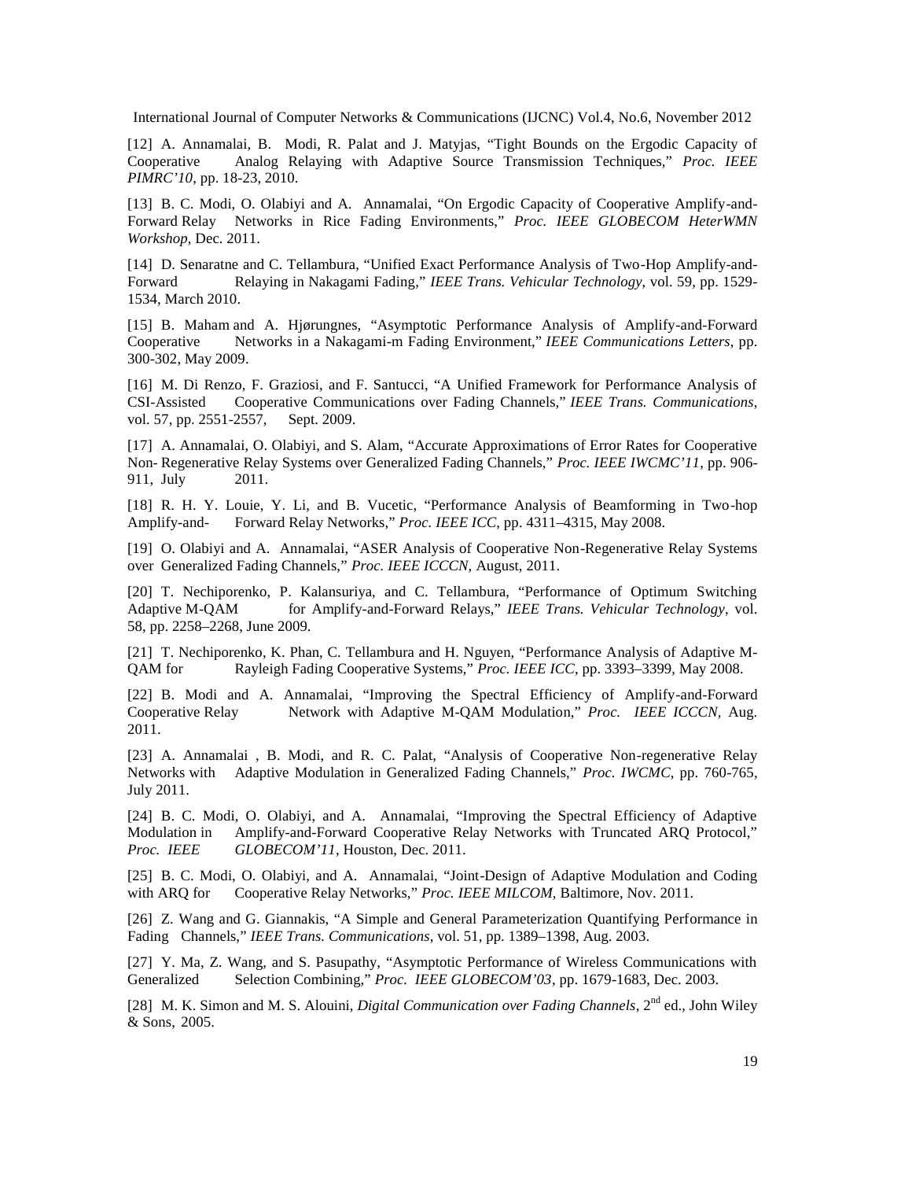[12] A. Annamalai, B. Modi, R. Palat and J. Matyjas, "Tight Bounds on the Ergodic Capacity of Cooperative Analog Relaying with Adaptive Source Transmission Techniques," *Proc. IEEE PIMRC'10*, pp. 18-23, 2010.

[13] B. C. Modi, O. Olabiyi and A. Annamalai, "On Ergodic Capacity of Cooperative Amplify-and-Forward Relay Networks in Rice Fading Environments," *Proc. IEEE GLOBECOM HeterWMN Workshop*, Dec. 2011.

[14] D. Senaratne and C. Tellambura, "Unified Exact Performance Analysis of Two-Hop Amplify-and-Forward Relaying in Nakagami Fading," *IEEE Trans. Vehicular Technology*, vol. 59, pp. 1529-1534, March 2010.

[15] B. Maham and A. Hjørungnes, "Asymptotic Performance Analysis of Amplify-and-Forward Cooperative Networks in a Nakagami-m Fading Environment," *IEEE Communications Letters*, pp. 300-302, May 2009.

[16] M. Di Renzo, F. Graziosi, and F. Santucci, "A Unified Framework for Performance Analysis of CSI-Assisted Cooperative Communications over Fading Channels," *IEEE Trans. Communications*, vol. 57, pp. 2551-2557, Sept. 2009.

[17] A. Annamalai, O. Olabiyi, and S. Alam, "Accurate Approximations of Error Rates for Cooperative Non- Regenerative Relay Systems over Generalized Fading Channels," *Proc. IEEE IWCMC'11*, pp. 906-911, July 2011.

[18] R. H. Y. Louie, Y. Li, and B. Vucetic, "Performance Analysis of Beamforming in Two-hop Amplify-and- Forward Relay Networks," *Proc. IEEE ICC*, pp. 4311–4315, May 2008.

[19] O. Olabiyi and A. Annamalai, "ASER Analysis of Cooperative Non-Regenerative Relay Systems over Generalized Fading Channels," *Proc. IEEE ICCCN*, August, 2011.

[20] T. Nechiporenko, P. Kalansuriya, and C. Tellambura, "Performance of Optimum Switching Adaptive M-QAM for Amplify-and-Forward Relays," *IEEE Trans. Vehicular Technology*, vol. 58, pp. 2258–2268, June 2009.

[21] T. Nechiporenko, K. Phan, C. Tellambura and H. Nguyen, "Performance Analysis of Adaptive M-QAM for Rayleigh Fading Cooperative Systems," *Proc. IEEE ICC*, pp. 3393–3399, May 2008.

[22] B. Modi and A. Annamalai, "Improving the Spectral Efficiency of Amplify-and-Forward Cooperative Relay Network with Adaptive M-QAM Modulation," *Proc. IEEE ICCCN*, Aug. 2011.

[23] A. Annamalai , B. Modi, and R. C. Palat, "Analysis of Cooperative Non-regenerative Relay Networks with Adaptive Modulation in Generalized Fading Channels," *Proc. IWCMC*, pp. 760-765, July 2011.

[24] B. C. Modi, O. Olabiyi, and A. Annamalai, "Improving the Spectral Efficiency of Adaptive Modulation in Amplify-and-Forward Cooperative Relay Networks with Truncated ARQ Protocol," *Proc. IEEE GLOBECOM'11*, Houston, Dec. 2011.

[25] B. C. Modi, O. Olabiyi, and A. Annamalai, "Joint-Design of Adaptive Modulation and Coding with ARQ for Cooperative Relay Networks," *Proc. IEEE MILCOM*, Baltimore, Nov. 2011.

[26] Z. Wang and G. Giannakis, "A Simple and General Parameterization Quantifying Performance in Fading Channels," *IEEE Trans. Communications*, vol. 51, pp. 1389–1398, Aug. 2003.

[27] Y. Ma, Z. Wang, and S. Pasupathy, "Asymptotic Performance of Wireless Communications with Generalized Selection Combining," *Proc. IEEE GLOBECOM'03*, pp. 1679-1683, Dec. 2003.

[28] M. K. Simon and M. S. Alouini, *Digital Communication over Fading Channels*, 2nd ed., John Wiley & Sons, 2005.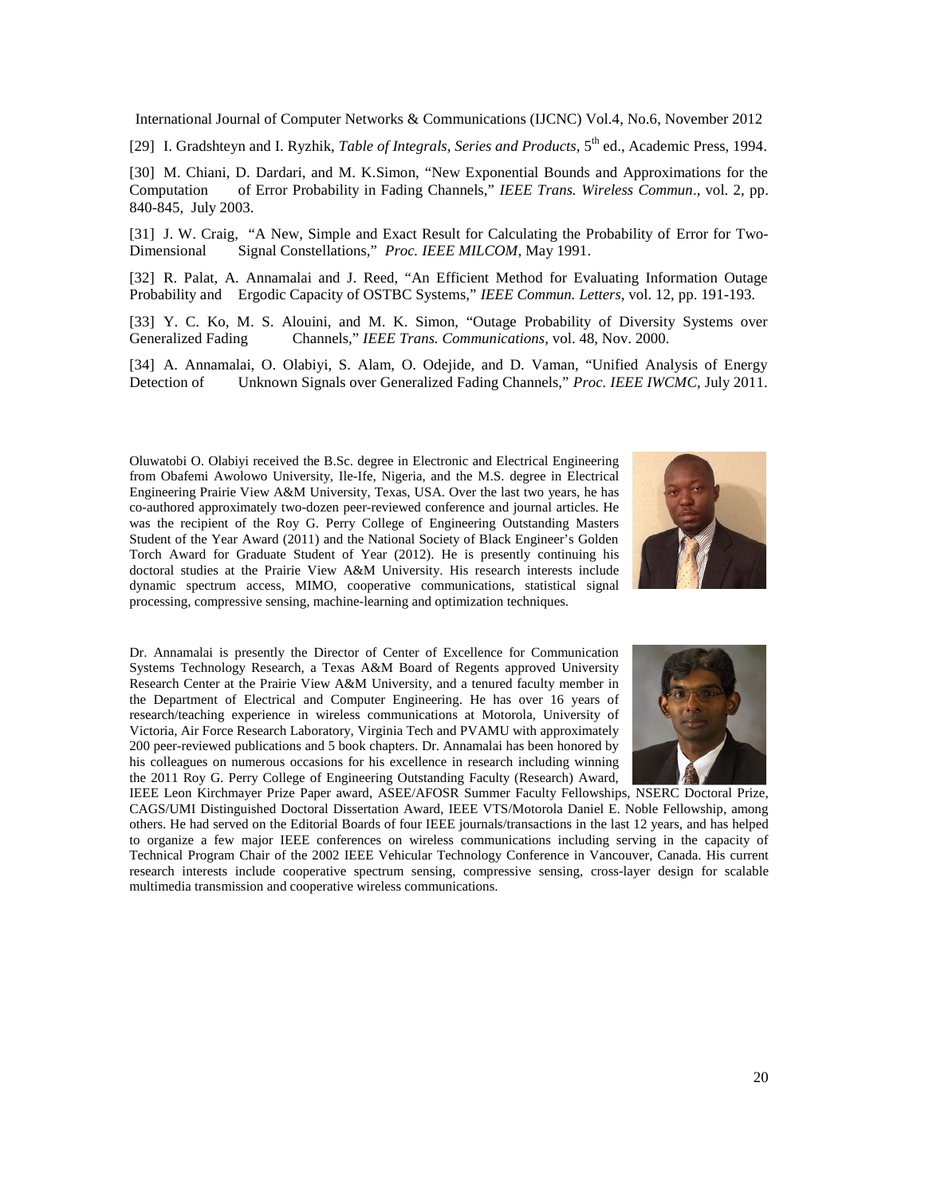[29] I. Gradshteyn and I. Ryzhik, *Table of Integrals, Series and Products*, 5th ed., Academic Press, 1994.

[30] M. Chiani, D. Dardari, and M. K.Simon, "New Exponential Bounds and Approximations for the Computation of Error Probability in Fading Channels," *IEEE Trans. Wireless Commun*., vol. 2, pp. 840-845, July 2003.

[31] J. W. Craig, "A New, Simple and Exact Result for Calculating the Probability of Error for Two-Dimensional Signal Constellations," *Proc. IEEE MILCOM*, May 1991.

[32] R. Palat, A. Annamalai and J. Reed, "An Efficient Method for Evaluating Information Outage Probability and Ergodic Capacity of OSTBC Systems," *IEEE Commun. Letters*, vol. 12, pp. 191-193.

[33] Y. C. Ko, M. S. Alouini, and M. K. Simon, "Outage Probability of Diversity Systems over Generalized Fading Channels," *IEEE Trans. Communications*, vol. 48, Nov. 2000.

[34] A. Annamalai, O. Olabiyi, S. Alam, O. Odejide, and D. Vaman, "Unified Analysis of Energy Detection of Unknown Signals over Generalized Fading Channels," *Proc. IEEE IWCMC*, July 2011.

Oluwatobi O. Olabiyi received the B.Sc. degree in Electronic and Electrical Engineering from Obafemi Awolowo University, Ile-Ife, Nigeria, and the M.S. degree in Electrical Engineering Prairie View A&M University, Texas, USA. Over the last two years, he has co-authored approximately two-dozen peer-reviewed conference and journal articles. He was the recipient of the Roy G. Perry College of Engineering Outstanding Masters Student of the Year Award (2011) and the National Society of Black Engineer's Golden Torch Award for Graduate Student of Year (2012). He is presently continuing his doctoral studies at the Prairie View A&M University. His research interests include dynamic spectrum access, MIMO, cooperative communications, statistical signal processing, compressive sensing, machine-learning and optimization techniques.

Dr. Annamalai is presently the Director of Center of Excellence for Communication Systems Technology Research, a Texas A&M Board of Regents approved University Research Center at the Prairie View A&M University, and a tenured faculty member in the Department of Electrical and Computer Engineering. He has over 16 years of research/teaching experience in wireless communications at Motorola, University of Victoria, Air Force Research Laboratory, Virginia Tech and PVAMU with approximately 200 peer-reviewed publications and 5 book chapters. Dr. Annamalai has been honored by his colleagues on numerous occasions for his excellence in research including winning the 2011 Roy G. Perry College of Engineering Outstanding Faculty (Research) Award, IEEE Leon Kirchmayer Prize Paper award, ASEE/AFOSR Summer Faculty Fellowships, NSERC Doctoral Prize, CAGS/UMI Distinguished Doctoral Dissertation Award, IEEE VTS/Motorola Daniel E. Noble Fellowship, among others. He had served on the Editorial Boards of four IEEE journals/transactions in the last 12 years, and has helped to organize a few major IEEE conferences on wireless communications including serving in the capacity of Technical Program Chair of the 2002 IEEE Vehicular Technology Conference in Vancouver, Canada. His current research interests include cooperative spectrum sensing, compressive sensing, cross-layer design for scalable multimedia transmission and cooperative wireless communications.